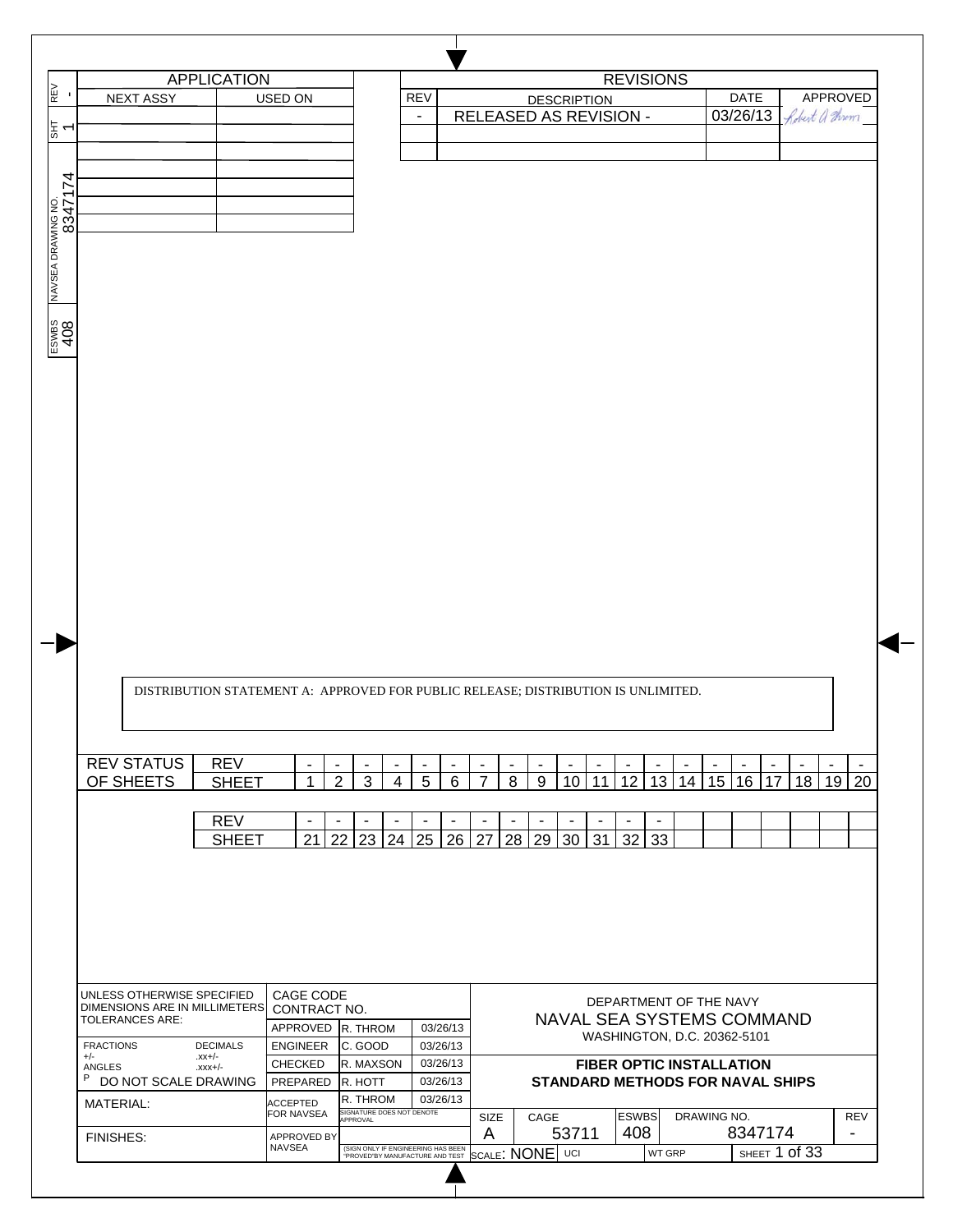| REV | SHT | NAVSEA DRAWING NO. | ESWBS |
|---|---|---|---|
| - | 1 | 8347174 | 408 |

## APPLICATION

| NEXT ASSY | USED ON |
|---|---|
| | |
| | |
| | |
| | |
| | |
| | |

## REVISIONS

| REV | DESCRIPTION | DATE | APPROVED |
|---|---|---|---|
| - | RELEASED AS REVISION - | 03/26/13 | Robert A Throm |
| | | | |
| | | | |

DISTRIBUTION STATEMENT A: APPROVED FOR PUBLIC RELEASE; DISTRIBUTION IS UNLIMITED.

| REV STATUS OF SHEETS | | | | | | | | | | | | | | | | | | | | | |
|---|---|---|---|---|---|---|---|---|---|---|---|---|---|---|---|---|---|---|---|---|---|
| | REV | - | - | - | - | - | - | - | - | - | - | - | - | - | - | - | - | - | - | - | - |
| | SHEET | 1 | 2 | 3 | 4 | 5 | 6 | 7 | 8 | 9 | 10 | 11 | 12 | 13 | 14 | 15 | 16 | 17 | 18 | 19 | 20 |
| | REV | - | - | - | - | - | - | - | - | - | - | - | - | - | | | | | | | |
| | SHEET | 21 | 22 | 23 | 24 | 25 | 26 | 27 | 28 | 29 | 30 | 31 | 32 | 33 | | | | | | | |

UNLESS OTHERWISE SPECIFIED DIMENSIONS ARE IN MILLIMETERS TOLERANCES ARE:

FRACTIONS +/-   DECIMALS .xx+/- .xxx+/-
ANGLES
DO NOT SCALE DRAWING

MATERIAL:

FINISHES:

CAGE CODE
CONTRACT NO.

| | | |
|---|---|---|
| APPROVED | R. THROM | 03/26/13 |
| ENGINEER | C. GOOD | 03/26/13 |
| CHECKED | R. MAXSON | 03/26/13 |
| PREPARED | R. HOTT | 03/26/13 |
| ACCEPTED FOR NAVSEA | R. THROM (SIGNATURE DOES NOT DENOTE APPROVAL) | 03/26/13 |
| APPROVED BY NAVSEA | (SIGN ONLY IF ENGINEERING HAS BEEN "PROVED" BY MANUFACTURE AND TEST) | |

DEPARTMENT OF THE NAVY
NAVAL SEA SYSTEMS COMMAND
WASHINGTON, D.C. 20362-5101

**FIBER OPTIC INSTALLATION STANDARD METHODS FOR NAVAL SHIPS**

| SIZE | CAGE | ESWBS | DRAWING NO. | REV |
|---|---|---|---|---|
| A | 53711 | 408 | 8347174 | - |

SCALE: NONE   UCI   WT GRP   SHEET 1 of 33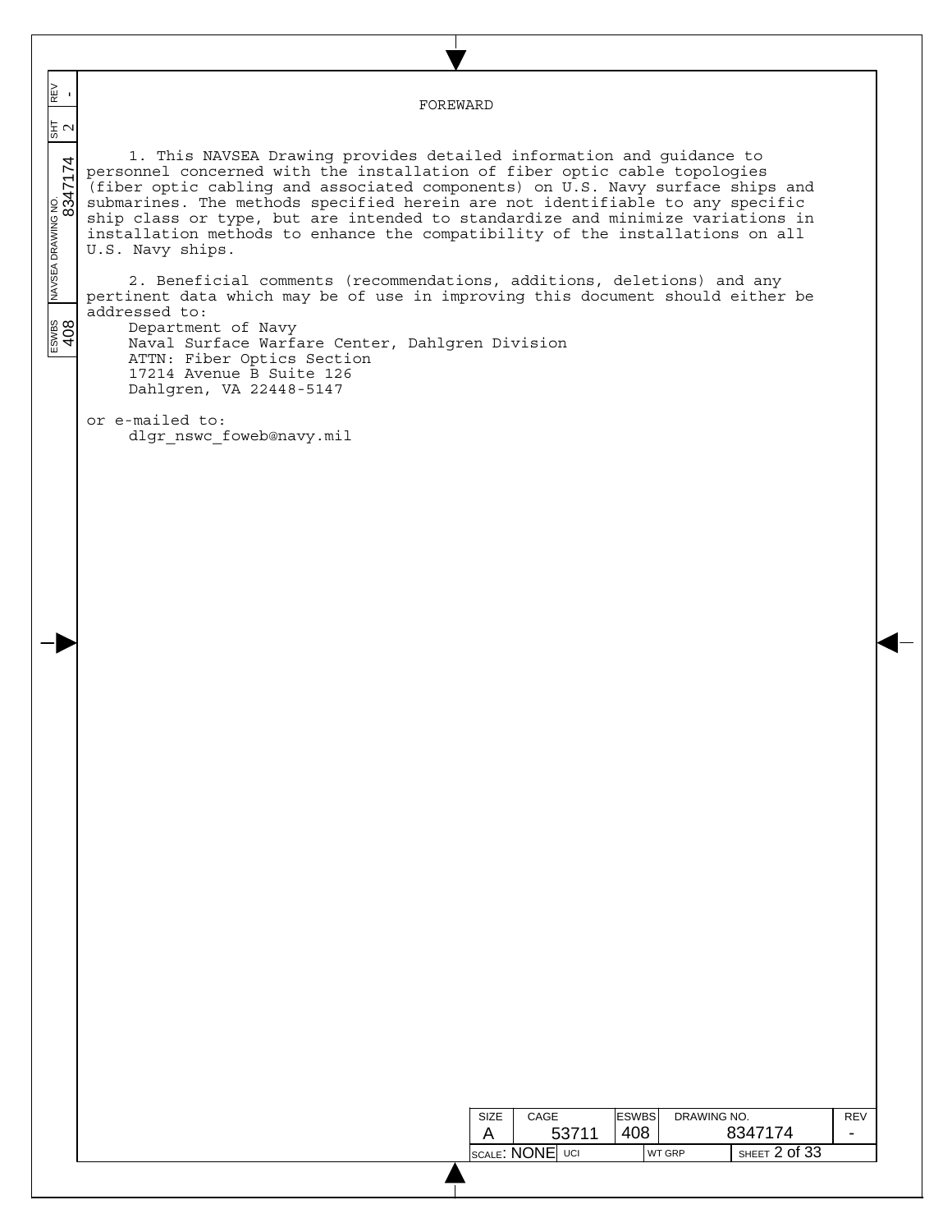# FOREWARD

1. This NAVSEA Drawing provides detailed information and guidance to personnel concerned with the installation of fiber optic cable topologies (fiber optic cabling and associated components) on U.S. Navy surface ships and submarines. The methods specified herein are not identifiable to any specific ship class or type, but are intended to standardize and minimize variations in installation methods to enhance the compatibility of the installations on all U.S. Navy ships.

2. Beneficial comments (recommendations, additions, deletions) and any pertinent data which may be of use in improving this document should either be addressed to:

Department of Navy
Naval Surface Warfare Center, Dahlgren Division
ATTN: Fiber Optics Section
17214 Avenue B Suite 126
Dahlgren, VA 22448-5147

or e-mailed to:

dlgr_nswc_foweb@navy.mil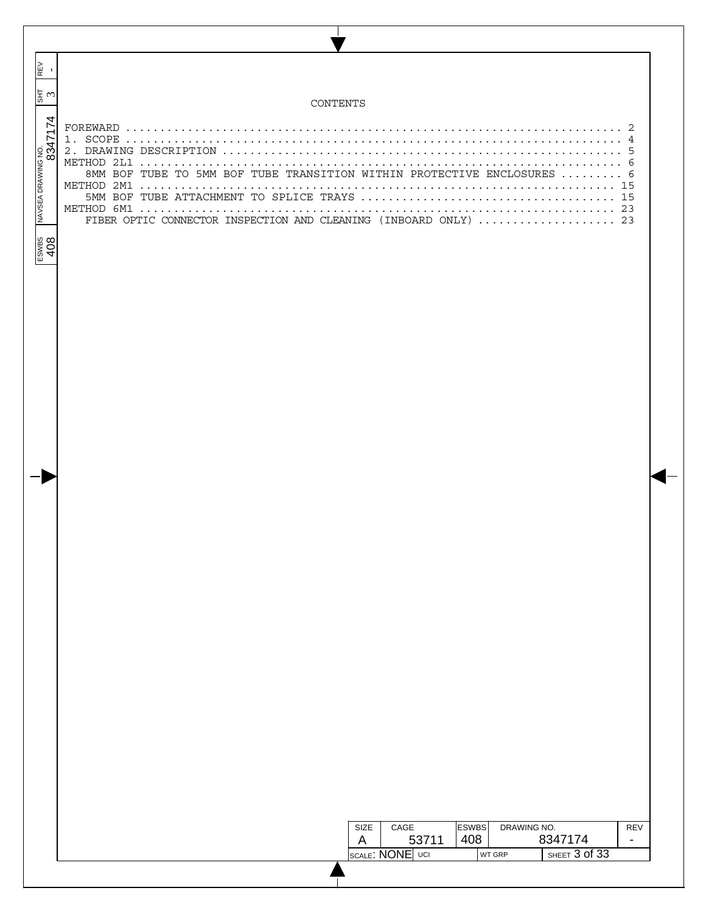# CONTENTS

FOREWARD ........................................................................ 2
1. SCOPE ........................................................................ 4
2. DRAWING DESCRIPTION ........................................................................ 5
METHOD 2L1 ........................................................................ 6
    8MM BOF TUBE TO 5MM BOF TUBE TRANSITION WITHIN PROTECTIVE ENCLOSURES ......... 6
METHOD 2M1 ........................................................................ 15
    5MM BOF TUBE ATTACHMENT TO SPLICE TRAYS ........................................ 15
METHOD 6M1 ........................................................................ 23
    FIBER OPTIC CONNECTOR INSPECTION AND CLEANING (INBOARD ONLY) .................... 23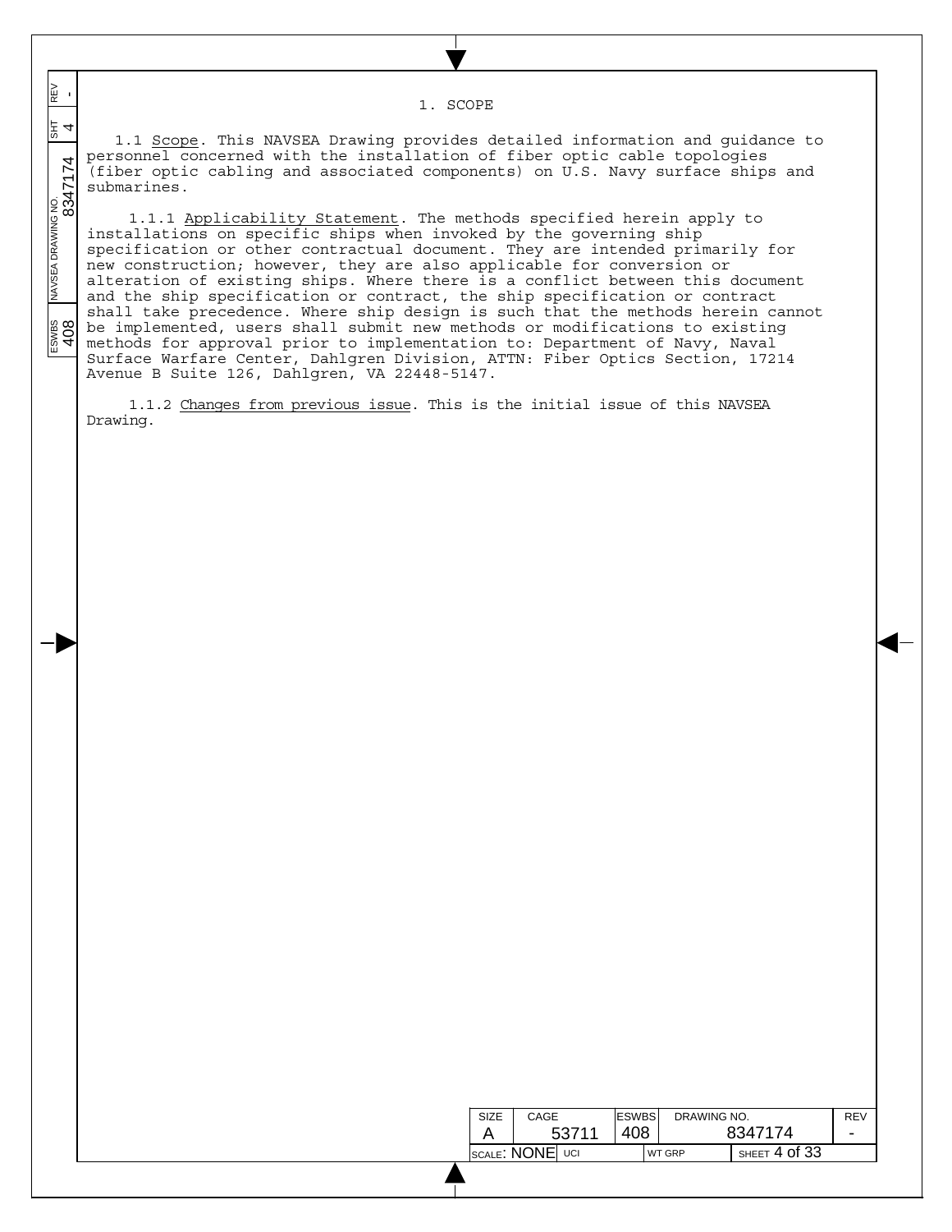# 1. SCOPE

1.1 Scope. This NAVSEA Drawing provides detailed information and guidance to personnel concerned with the installation of fiber optic cable topologies (fiber optic cabling and associated components) on U.S. Navy surface ships and submarines.

1.1.1 Applicability Statement. The methods specified herein apply to installations on specific ships when invoked by the governing ship specification or other contractual document. They are intended primarily for new construction; however, they are also applicable for conversion or alteration of existing ships. Where there is a conflict between this document and the ship specification or contract, the ship specification or contract shall take precedence. Where ship design is such that the methods herein cannot be implemented, users shall submit new methods or modifications to existing methods for approval prior to implementation to: Department of Navy, Naval Surface Warfare Center, Dahlgren Division, ATTN: Fiber Optics Section, 17214 Avenue B Suite 126, Dahlgren, VA 22448-5147.

1.1.2 Changes from previous issue. This is the initial issue of this NAVSEA Drawing.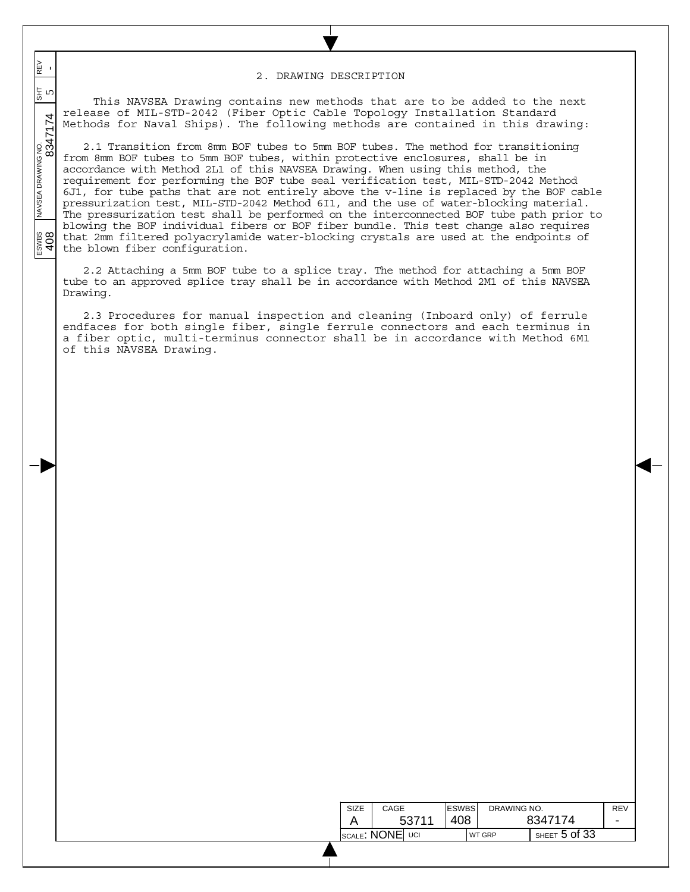## 2. DRAWING DESCRIPTION

This NAVSEA Drawing contains new methods that are to be added to the next release of MIL-STD-2042 (Fiber Optic Cable Topology Installation Standard Methods for Naval Ships). The following methods are contained in this drawing:

2.1 Transition from 8mm BOF tubes to 5mm BOF tubes. The method for transitioning from 8mm BOF tubes to 5mm BOF tubes, within protective enclosures, shall be in accordance with Method 2L1 of this NAVSEA Drawing. When using this method, the requirement for performing the BOF tube seal verification test, MIL-STD-2042 Method 6J1, for tube paths that are not entirely above the v-line is replaced by the BOF cable pressurization test, MIL-STD-2042 Method 6I1, and the use of water-blocking material. The pressurization test shall be performed on the interconnected BOF tube path prior to blowing the BOF individual fibers or BOF fiber bundle. This test change also requires that 2mm filtered polyacrylamide water-blocking crystals are used at the endpoints of the blown fiber configuration.

2.2 Attaching a 5mm BOF tube to a splice tray. The method for attaching a 5mm BOF tube to an approved splice tray shall be in accordance with Method 2M1 of this NAVSEA Drawing.

2.3 Procedures for manual inspection and cleaning (Inboard only) of ferrule endfaces for both single fiber, single ferrule connectors and each terminus in a fiber optic, multi-terminus connector shall be in accordance with Method 6M1 of this NAVSEA Drawing.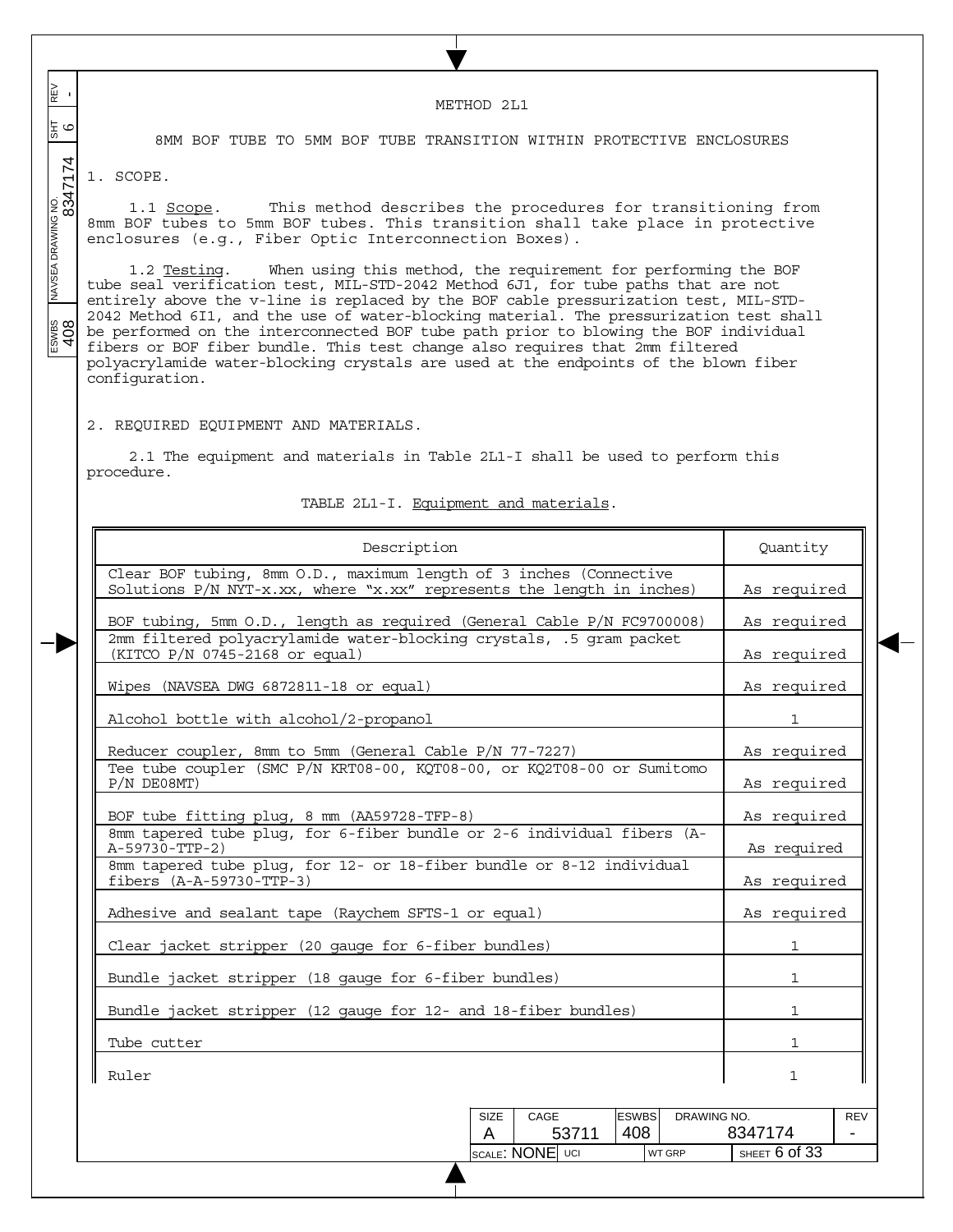# METHOD 2L1

## 8MM BOF TUBE TO 5MM BOF TUBE TRANSITION WITHIN PROTECTIVE ENCLOSURES

1. SCOPE.

1.1 Scope. This method describes the procedures for transitioning from 8mm BOF tubes to 5mm BOF tubes. This transition shall take place in protective enclosures (e.g., Fiber Optic Interconnection Boxes).

1.2 Testing. When using this method, the requirement for performing the BOF tube seal verification test, MIL-STD-2042 Method 6J1, for tube paths that are not entirely above the v-line is replaced by the BOF cable pressurization test, MIL-STD-2042 Method 6I1, and the use of water-blocking material. The pressurization test shall be performed on the interconnected BOF tube path prior to blowing the BOF individual fibers or BOF fiber bundle. This test change also requires that 2mm filtered polyacrylamide water-blocking crystals are used at the endpoints of the blown fiber configuration.

2. REQUIRED EQUIPMENT AND MATERIALS.

2.1 The equipment and materials in Table 2L1-I shall be used to perform this procedure.

TABLE 2L1-I. Equipment and materials.

| Description | Quantity |
|---|---|
| Clear BOF tubing, 8mm O.D., maximum length of 3 inches (Connective Solutions P/N NYT-x.xx, where “x.xx” represents the length in inches) | As required |
| BOF tubing, 5mm O.D., length as required (General Cable P/N FC9700008) | As required |
| 2mm filtered polyacrylamide water-blocking crystals, .5 gram packet (KITCO P/N 0745-2168 or equal) | As required |
| Wipes (NAVSEA DWG 6872811-18 or equal) | As required |
| Alcohol bottle with alcohol/2-propanol | 1 |
| Reducer coupler, 8mm to 5mm (General Cable P/N 77-7227) | As required |
| Tee tube coupler (SMC P/N KRT08-00, KQT08-00, or KQ2T08-00 or Sumitomo P/N DE08MT) | As required |
| BOF tube fitting plug, 8 mm (AA59728-TFP-8) | As required |
| 8mm tapered tube plug, for 6-fiber bundle or 2-6 individual fibers (A-A-59730-TTP-2) | As required |
| 8mm tapered tube plug, for 12- or 18-fiber bundle or 8-12 individual fibers (A-A-59730-TTP-3) | As required |
| Adhesive and sealant tape (Raychem SFTS-1 or equal) | As required |
| Clear jacket stripper (20 gauge for 6-fiber bundles) | 1 |
| Bundle jacket stripper (18 gauge for 6-fiber bundles) | 1 |
| Bundle jacket stripper (12 gauge for 12- and 18-fiber bundles) | 1 |
| Tube cutter | 1 |
| Ruler | 1 |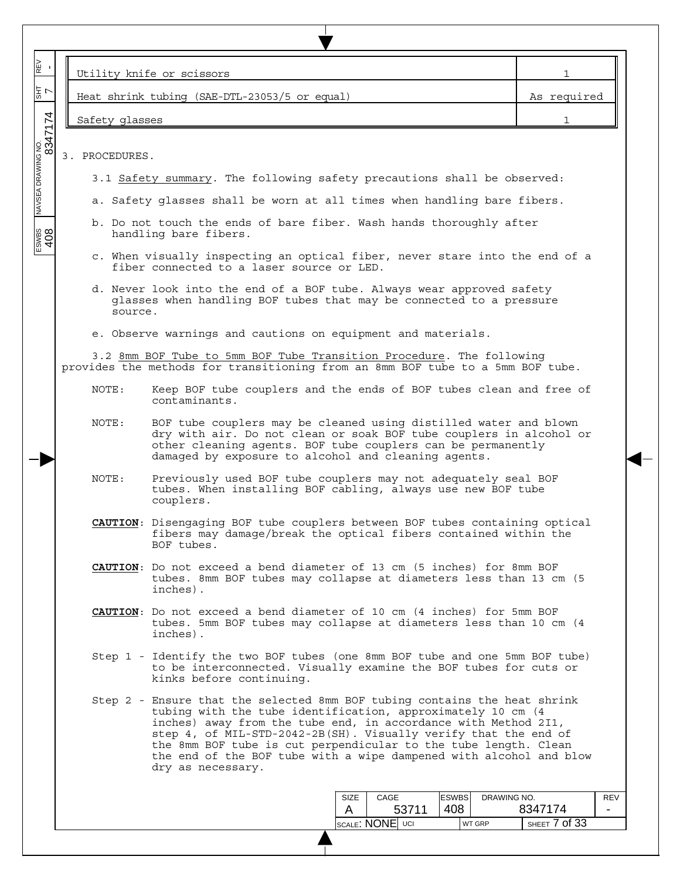| | |
|---|---|
| Utility knife or scissors | 1 |
| Heat shrink tubing (SAE-DTL-23053/5 or equal) | As required |
| Safety glasses | 1 |

3. PROCEDURES.

3.1 Safety summary. The following safety precautions shall be observed:

a. Safety glasses shall be worn at all times when handling bare fibers.

b. Do not touch the ends of bare fiber. Wash hands thoroughly after handling bare fibers.

c. When visually inspecting an optical fiber, never stare into the end of a fiber connected to a laser source or LED.

d. Never look into the end of a BOF tube. Always wear approved safety glasses when handling BOF tubes that may be connected to a pressure source.

e. Observe warnings and cautions on equipment and materials.

3.2 8mm BOF Tube to 5mm BOF Tube Transition Procedure. The following provides the methods for transitioning from an 8mm BOF tube to a 5mm BOF tube.

NOTE: Keep BOF tube couplers and the ends of BOF tubes clean and free of contaminants.

NOTE: BOF tube couplers may be cleaned using distilled water and blown dry with air. Do not clean or soak BOF tube couplers in alcohol or other cleaning agents. BOF tube couplers can be permanently damaged by exposure to alcohol and cleaning agents.

NOTE: Previously used BOF tube couplers may not adequately seal BOF tubes. When installing BOF cabling, always use new BOF tube couplers.

**CAUTION**: Disengaging BOF tube couplers between BOF tubes containing optical fibers may damage/break the optical fibers contained within the BOF tubes.

**CAUTION**: Do not exceed a bend diameter of 13 cm (5 inches) for 8mm BOF tubes. 8mm BOF tubes may collapse at diameters less than 13 cm (5 inches).

**CAUTION**: Do not exceed a bend diameter of 10 cm (4 inches) for 5mm BOF tubes. 5mm BOF tubes may collapse at diameters less than 10 cm (4 inches).

Step 1 - Identify the two BOF tubes (one 8mm BOF tube and one 5mm BOF tube) to be interconnected. Visually examine the BOF tubes for cuts or kinks before continuing.

Step 2 - Ensure that the selected 8mm BOF tubing contains the heat shrink tubing with the tube identification, approximately 10 cm (4 inches) away from the tube end, in accordance with Method 2I1, step 4, of MIL-STD-2042-2B(SH). Visually verify that the end of the 8mm BOF tube is cut perpendicular to the tube length. Clean the end of the BOF tube with a wipe dampened with alcohol and blow dry as necessary.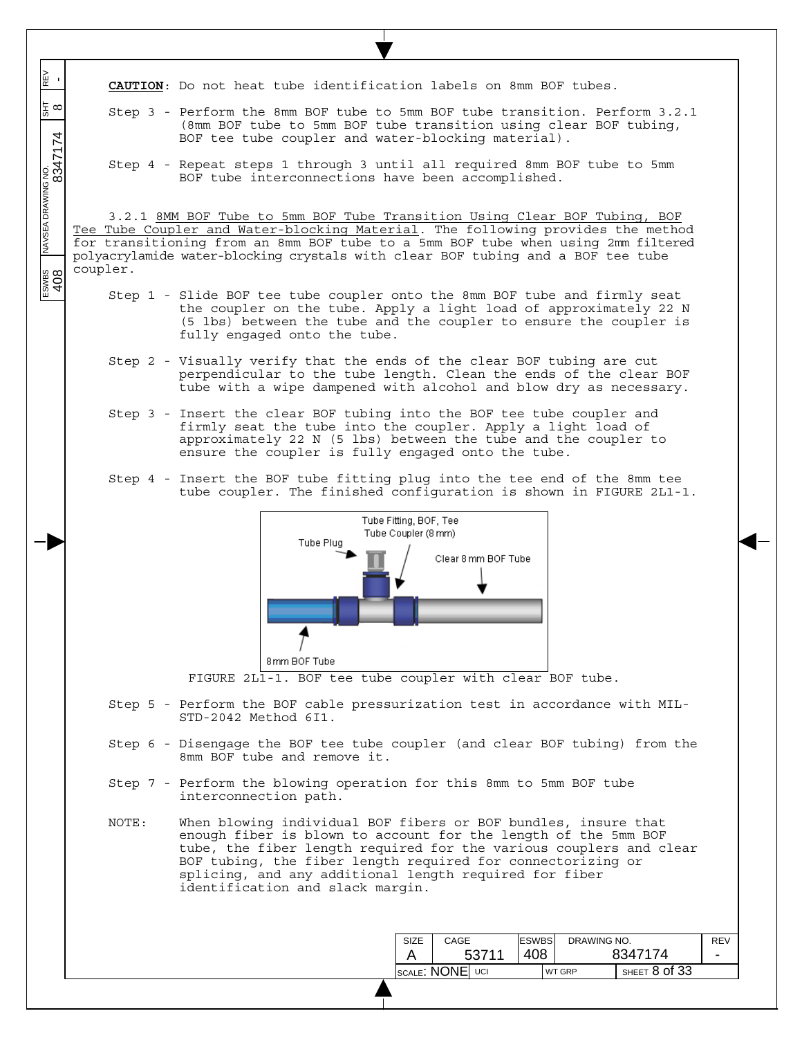**CAUTION**: Do not heat tube identification labels on 8mm BOF tubes.

Step 3 - Perform the 8mm BOF tube to 5mm BOF tube transition. Perform 3.2.1 (8mm BOF tube to 5mm BOF tube transition using clear BOF tubing, BOF tee tube coupler and water-blocking material).

Step 4 - Repeat steps 1 through 3 until all required 8mm BOF tube to 5mm BOF tube interconnections have been accomplished.

3.2.1 8MM BOF Tube to 5mm BOF Tube Transition Using Clear BOF Tubing, BOF Tee Tube Coupler and Water-blocking Material. The following provides the method for transitioning from an 8mm BOF tube to a 5mm BOF tube when using 2mm filtered polyacrylamide water-blocking crystals with clear BOF tubing and a BOF tee tube coupler.

Step 1 - Slide BOF tee tube coupler onto the 8mm BOF tube and firmly seat the coupler on the tube. Apply a light load of approximately 22 N (5 lbs) between the tube and the coupler to ensure the coupler is fully engaged onto the tube.

Step 2 - Visually verify that the ends of the clear BOF tubing are cut perpendicular to the tube length. Clean the ends of the clear BOF tube with a wipe dampened with alcohol and blow dry as necessary.

Step 3 - Insert the clear BOF tubing into the BOF tee tube coupler and firmly seat the tube into the coupler. Apply a light load of approximately 22 N (5 lbs) between the tube and the coupler to ensure the coupler is fully engaged onto the tube.

Step 4 - Insert the BOF tube fitting plug into the tee end of the 8mm tee tube coupler. The finished configuration is shown in FIGURE 2L1-1.

Tube Fitting, BOF, Tee Tube Coupler (8 mm)
Tube Plug
Clear 8 mm BOF Tube
8mm BOF Tube

FIGURE 2L1-1. BOF tee tube coupler with clear BOF tube.

Step 5 - Perform the BOF cable pressurization test in accordance with MIL-STD-2042 Method 6I1.

Step 6 - Disengage the BOF tee tube coupler (and clear BOF tubing) from the 8mm BOF tube and remove it.

Step 7 - Perform the blowing operation for this 8mm to 5mm BOF tube interconnection path.

NOTE: When blowing individual BOF fibers or BOF bundles, insure that enough fiber is blown to account for the length of the 5mm BOF tube, the fiber length required for the various couplers and clear BOF tubing, the fiber length required for connectorizing or splicing, and any additional length required for fiber identification and slack margin.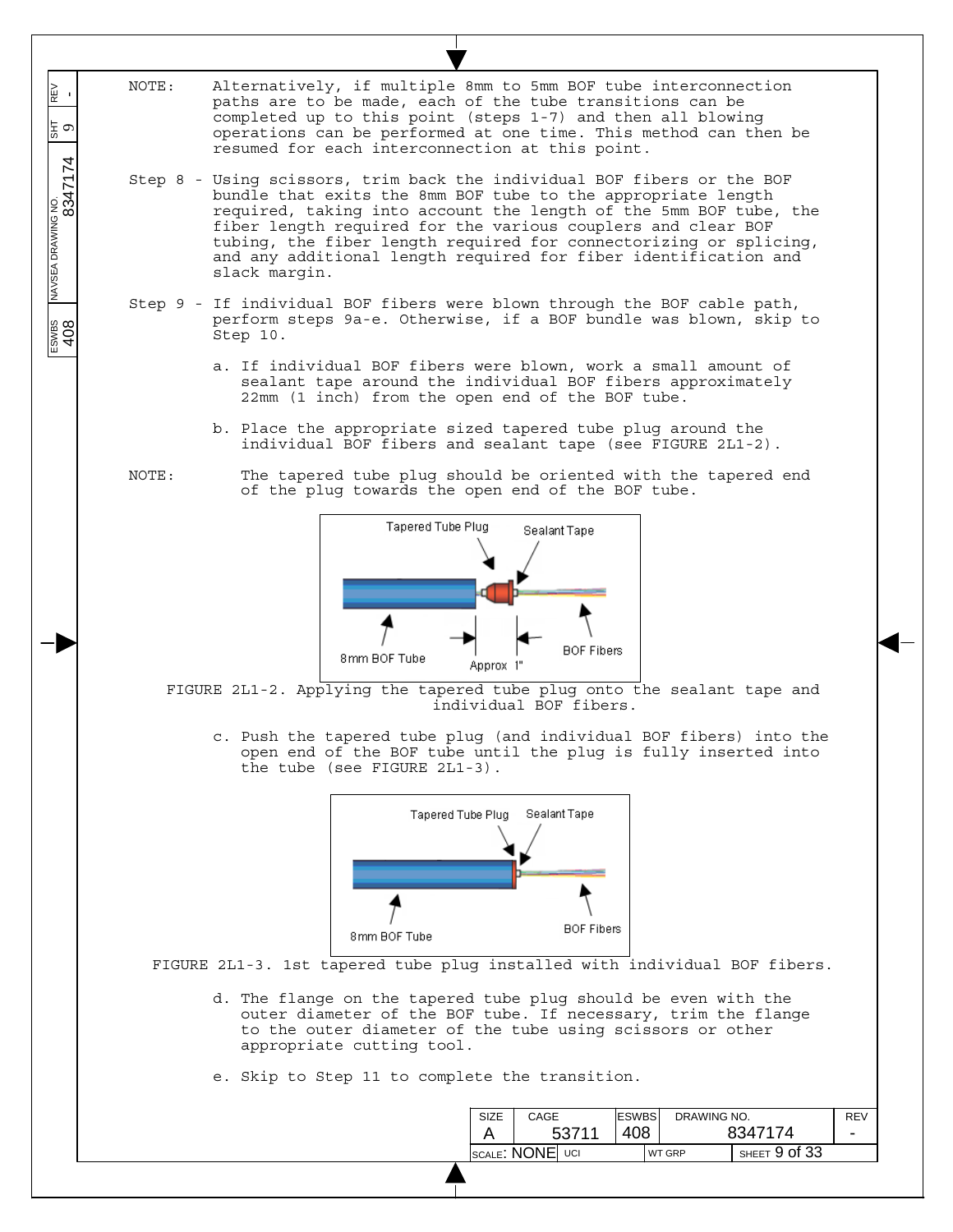NOTE: Alternatively, if multiple 8mm to 5mm BOF tube interconnection paths are to be made, each of the tube transitions can be completed up to this point (steps 1-7) and then all blowing operations can be performed at one time. This method can then be resumed for each interconnection at this point.

Step 8 - Using scissors, trim back the individual BOF fibers or the BOF bundle that exits the 8mm BOF tube to the appropriate length required, taking into account the length of the 5mm BOF tube, the fiber length required for the various couplers and clear BOF tubing, the fiber length required for connectorizing or splicing, and any additional length required for fiber identification and slack margin.

Step 9 - If individual BOF fibers were blown through the BOF cable path, perform steps 9a-e. Otherwise, if a BOF bundle was blown, skip to Step 10.

a. If individual BOF fibers were blown, work a small amount of sealant tape around the individual BOF fibers approximately 22mm (1 inch) from the open end of the BOF tube.

b. Place the appropriate sized tapered tube plug around the individual BOF fibers and sealant tape (see FIGURE 2L1-2).

NOTE: The tapered tube plug should be oriented with the tapered end of the plug towards the open end of the BOF tube.

FIGURE 2L1-2. Applying the tapered tube plug onto the sealant tape and individual BOF fibers.

c. Push the tapered tube plug (and individual BOF fibers) into the open end of the BOF tube until the plug is fully inserted into the tube (see FIGURE 2L1-3).

FIGURE 2L1-3. 1st tapered tube plug installed with individual BOF fibers.

d. The flange on the tapered tube plug should be even with the outer diameter of the BOF tube. If necessary, trim the flange to the outer diameter of the tube using scissors or other appropriate cutting tool.

e. Skip to Step 11 to complete the transition.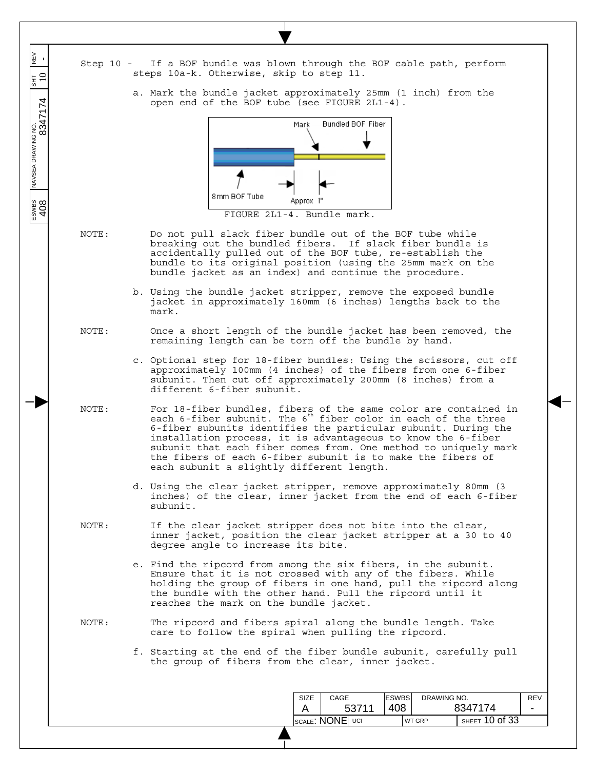Step 10 - If a BOF bundle was blown through the BOF cable path, perform steps 10a-k. Otherwise, skip to step 11.

a. Mark the bundle jacket approximately 25mm (1 inch) from the open end of the BOF tube (see FIGURE 2L1-4).

FIGURE 2L1-4. Bundle mark.

NOTE: Do not pull slack fiber bundle out of the BOF tube while breaking out the bundled fibers. If slack fiber bundle is accidentally pulled out of the BOF tube, re-establish the bundle to its original position (using the 25mm mark on the bundle jacket as an index) and continue the procedure.

b. Using the bundle jacket stripper, remove the exposed bundle jacket in approximately 160mm (6 inches) lengths back to the mark.

NOTE: Once a short length of the bundle jacket has been removed, the remaining length can be torn off the bundle by hand.

c. Optional step for 18-fiber bundles: Using the scissors, cut off approximately 100mm (4 inches) of the fibers from one 6-fiber subunit. Then cut off approximately 200mm (8 inches) from a different 6-fiber subunit.

NOTE: For 18-fiber bundles, fibers of the same color are contained in each 6-fiber subunit. The 6th fiber color in each of the three 6-fiber subunits identifies the particular subunit. During the installation process, it is advantageous to know the 6-fiber subunit that each fiber comes from. One method to uniquely mark the fibers of each 6-fiber subunit is to make the fibers of each subunit a slightly different length.

d. Using the clear jacket stripper, remove approximately 80mm (3 inches) of the clear, inner jacket from the end of each 6-fiber subunit.

NOTE: If the clear jacket stripper does not bite into the clear, inner jacket, position the clear jacket stripper at a 30 to 40 degree angle to increase its bite.

e. Find the ripcord from among the six fibers, in the subunit. Ensure that it is not crossed with any of the fibers. While holding the group of fibers in one hand, pull the ripcord along the bundle with the other hand. Pull the ripcord until it reaches the mark on the bundle jacket.

NOTE: The ripcord and fibers spiral along the bundle length. Take care to follow the spiral when pulling the ripcord.

f. Starting at the end of the fiber bundle subunit, carefully pull the group of fibers from the clear, inner jacket.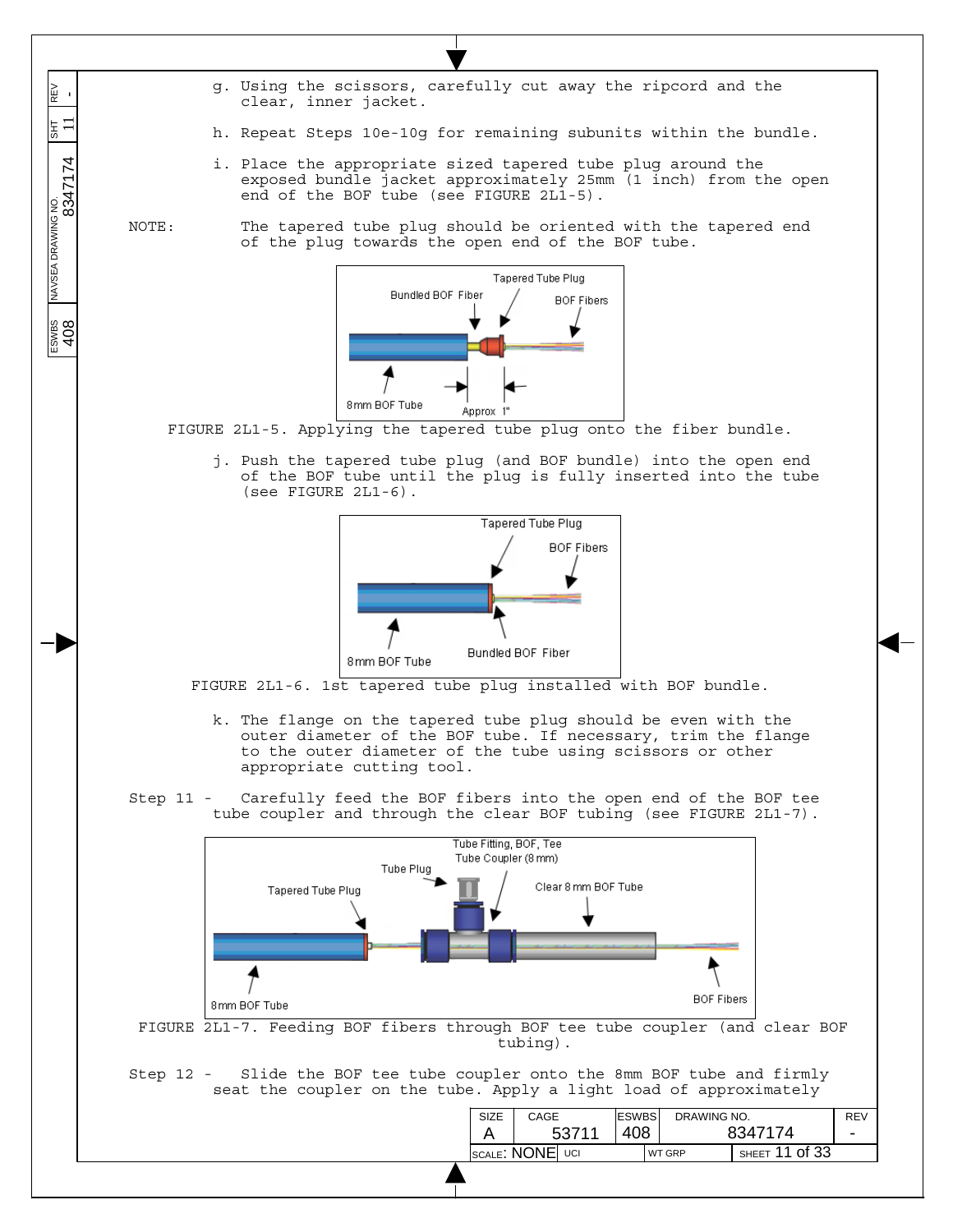g. Using the scissors, carefully cut away the ripcord and the clear, inner jacket.

h. Repeat Steps 10e-10g for remaining subunits within the bundle.

i. Place the appropriate sized tapered tube plug around the exposed bundle jacket approximately 25mm (1 inch) from the open end of the BOF tube (see FIGURE 2L1-5).

NOTE: The tapered tube plug should be oriented with the tapered end of the plug towards the open end of the BOF tube.

FIGURE 2L1-5. Applying the tapered tube plug onto the fiber bundle.

j. Push the tapered tube plug (and BOF bundle) into the open end of the BOF tube until the plug is fully inserted into the tube (see FIGURE 2L1-6).

FIGURE 2L1-6. 1st tapered tube plug installed with BOF bundle.

k. The flange on the tapered tube plug should be even with the outer diameter of the BOF tube. If necessary, trim the flange to the outer diameter of the tube using scissors or other appropriate cutting tool.

Step 11 - Carefully feed the BOF fibers into the open end of the BOF tee tube coupler and through the clear BOF tubing (see FIGURE 2L1-7).

FIGURE 2L1-7. Feeding BOF fibers through BOF tee tube coupler (and clear BOF tubing).

Step 12 - Slide the BOF tee tube coupler onto the 8mm BOF tube and firmly seat the coupler on the tube. Apply a light load of approximately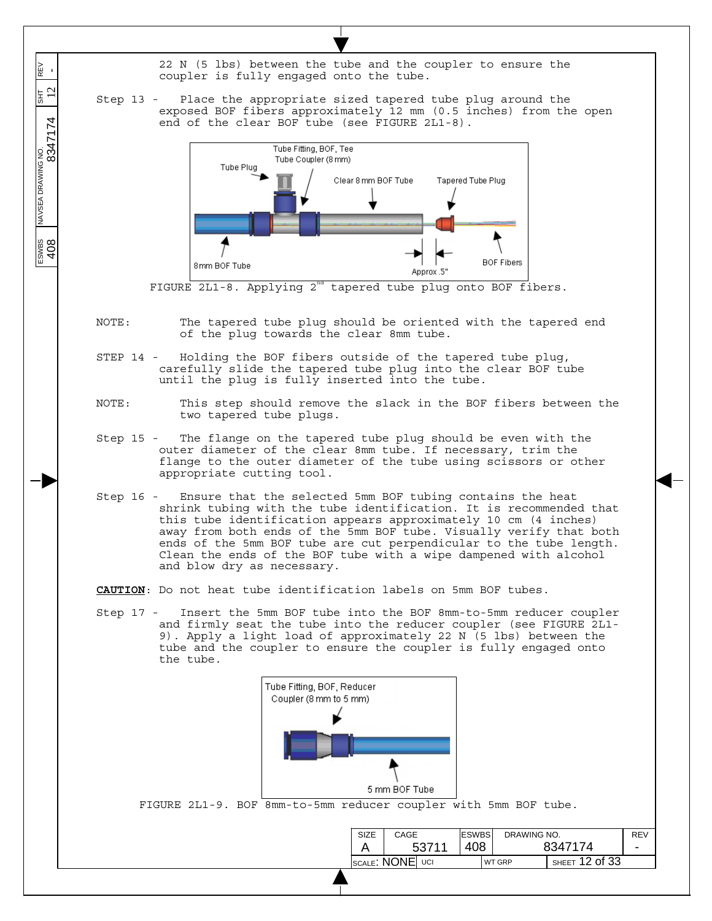22 N (5 lbs) between the tube and the coupler to ensure the coupler is fully engaged onto the tube.

Step 13 - Place the appropriate sized tapered tube plug around the exposed BOF fibers approximately 12 mm (0.5 inches) from the open end of the clear BOF tube (see FIGURE 2L1-8).

FIGURE 2L1-8. Applying 2nd tapered tube plug onto BOF fibers.

NOTE: The tapered tube plug should be oriented with the tapered end of the plug towards the clear 8mm tube.

STEP 14 - Holding the BOF fibers outside of the tapered tube plug, carefully slide the tapered tube plug into the clear BOF tube until the plug is fully inserted into the tube.

NOTE: This step should remove the slack in the BOF fibers between the two tapered tube plugs.

Step 15 - The flange on the tapered tube plug should be even with the outer diameter of the clear 8mm tube. If necessary, trim the flange to the outer diameter of the tube using scissors or other appropriate cutting tool.

Step 16 - Ensure that the selected 5mm BOF tubing contains the heat shrink tubing with the tube identification. It is recommended that this tube identification appears approximately 10 cm (4 inches) away from both ends of the 5mm BOF tube. Visually verify that both ends of the 5mm BOF tube are cut perpendicular to the tube length. Clean the ends of the BOF tube with a wipe dampened with alcohol and blow dry as necessary.

**CAUTION**: Do not heat tube identification labels on 5mm BOF tubes.

Step 17 - Insert the 5mm BOF tube into the BOF 8mm-to-5mm reducer coupler and firmly seat the tube into the reducer coupler (see FIGURE 2L1-9). Apply a light load of approximately 22 N (5 lbs) between the tube and the coupler to ensure the coupler is fully engaged onto the tube.

FIGURE 2L1-9. BOF 8mm-to-5mm reducer coupler with 5mm BOF tube.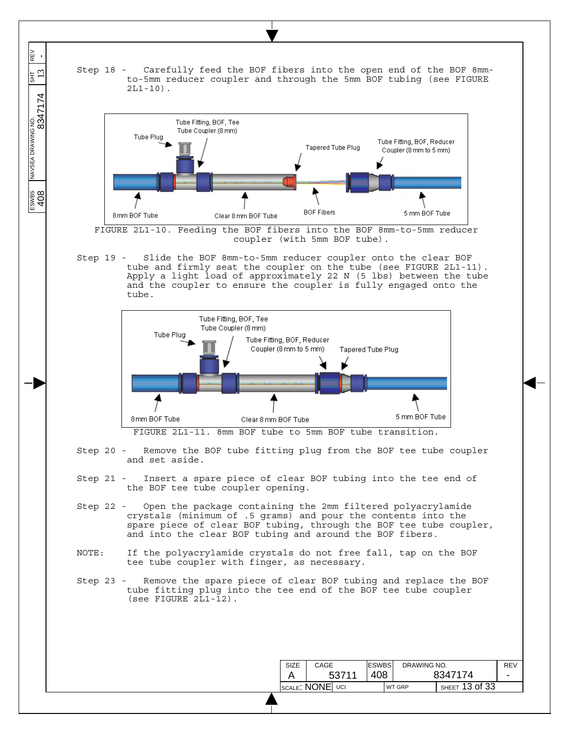Step 18 - Carefully feed the BOF fibers into the open end of the BOF 8mm-to-5mm reducer coupler and through the 5mm BOF tubing (see FIGURE 2L1-10).

FIGURE 2L1-10. Feeding the BOF fibers into the BOF 8mm-to-5mm reducer coupler (with 5mm BOF tube).

Step 19 - Slide the BOF 8mm-to-5mm reducer coupler onto the clear BOF tube and firmly seat the coupler on the tube (see FIGURE 2L1-11). Apply a light load of approximately 22 N (5 lbs) between the tube and the coupler to ensure the coupler is fully engaged onto the tube.

FIGURE 2L1-11. 8mm BOF tube to 5mm BOF tube transition.

Step 20 - Remove the BOF tube fitting plug from the BOF tee tube coupler and set aside.

Step 21 - Insert a spare piece of clear BOF tubing into the tee end of the BOF tee tube coupler opening.

Step 22 - Open the package containing the 2mm filtered polyacrylamide crystals (minimum of .5 grams) and pour the contents into the spare piece of clear BOF tubing, through the BOF tee tube coupler, and into the clear BOF tubing and around the BOF fibers.

NOTE: If the polyacrylamide crystals do not free fall, tap on the BOF tee tube coupler with finger, as necessary.

Step 23 - Remove the spare piece of clear BOF tubing and replace the BOF tube fitting plug into the tee end of the BOF tee tube coupler (see FIGURE 2L1-12).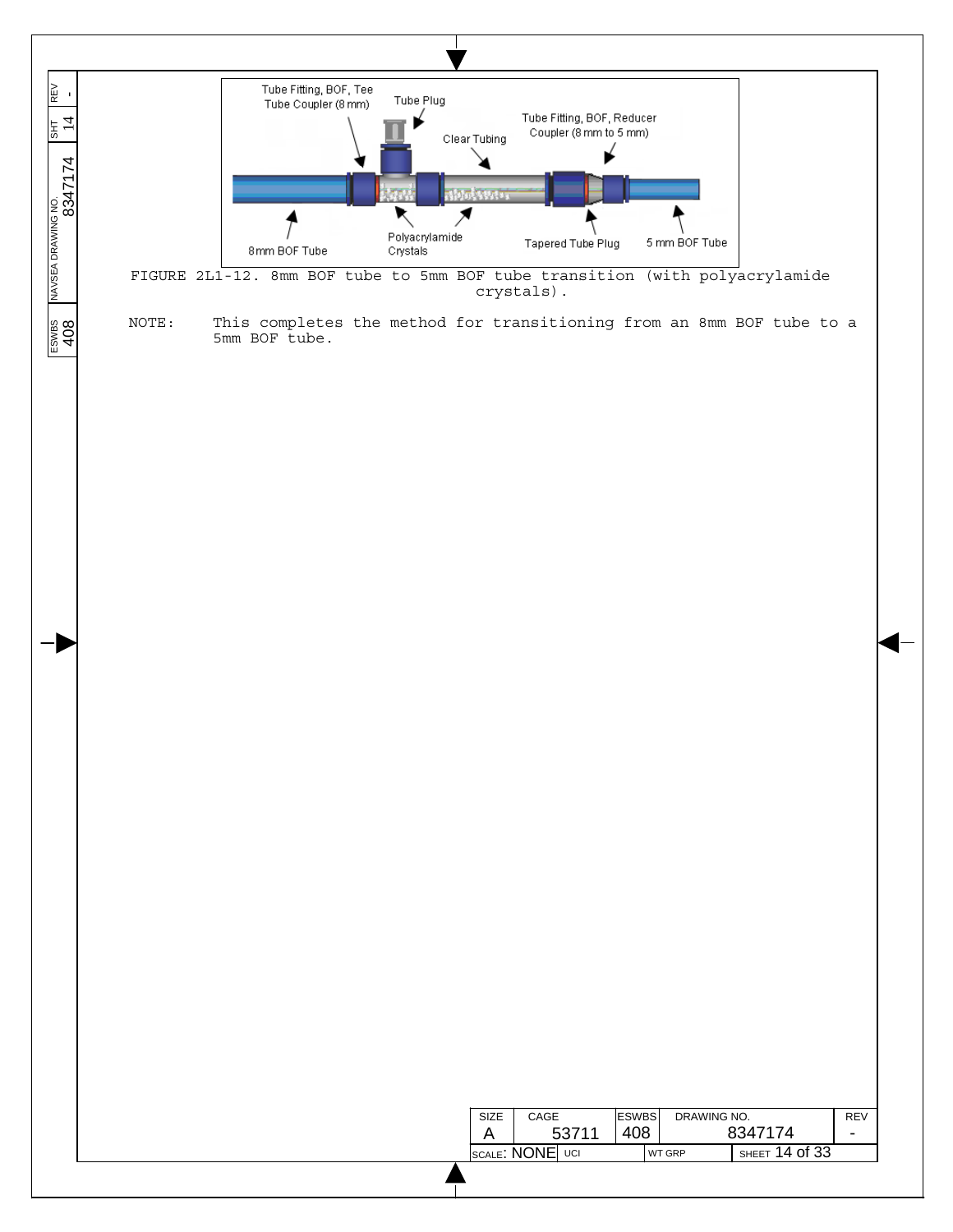FIGURE 2L1-12. 8mm BOF tube to 5mm BOF tube transition (with polyacrylamide crystals).

NOTE: This completes the method for transitioning from an 8mm BOF tube to a 5mm BOF tube.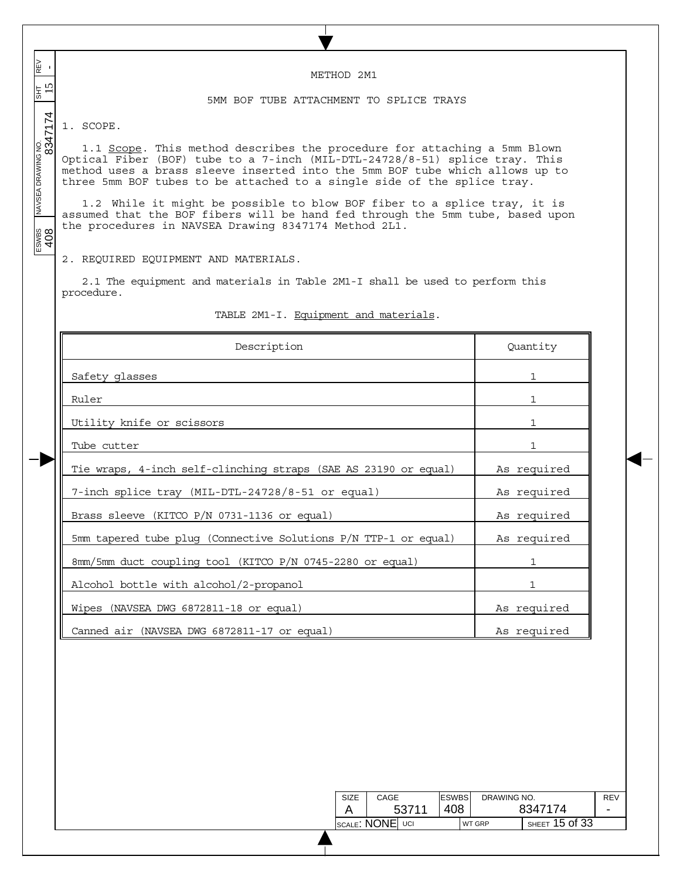# METHOD 2M1

## 5MM BOF TUBE ATTACHMENT TO SPLICE TRAYS

1. SCOPE.

1.1 Scope. This method describes the procedure for attaching a 5mm Blown Optical Fiber (BOF) tube to a 7-inch (MIL-DTL-24728/8-51) splice tray. This method uses a brass sleeve inserted into the 5mm BOF tube which allows up to three 5mm BOF tubes to be attached to a single side of the splice tray.

1.2 While it might be possible to blow BOF fiber to a splice tray, it is assumed that the BOF fibers will be hand fed through the 5mm tube, based upon the procedures in NAVSEA Drawing 8347174 Method 2L1.

2. REQUIRED EQUIPMENT AND MATERIALS.

2.1 The equipment and materials in Table 2M1-I shall be used to perform this procedure.

TABLE 2M1-I. Equipment and materials.

| Description | Quantity |
|---|---|
| Safety glasses | 1 |
| Ruler | 1 |
| Utility knife or scissors | 1 |
| Tube cutter | 1 |
| Tie wraps, 4-inch self-clinching straps (SAE AS 23190 or equal) | As required |
| 7-inch splice tray (MIL-DTL-24728/8-51 or equal) | As required |
| Brass sleeve (KITCO P/N 0731-1136 or equal) | As required |
| 5mm tapered tube plug (Connective Solutions P/N TTP-1 or equal) | As required |
| 8mm/5mm duct coupling tool (KITCO P/N 0745-2280 or equal) | 1 |
| Alcohol bottle with alcohol/2-propanol | 1 |
| Wipes (NAVSEA DWG 6872811-18 or equal) | As required |
| Canned air (NAVSEA DWG 6872811-17 or equal) | As required |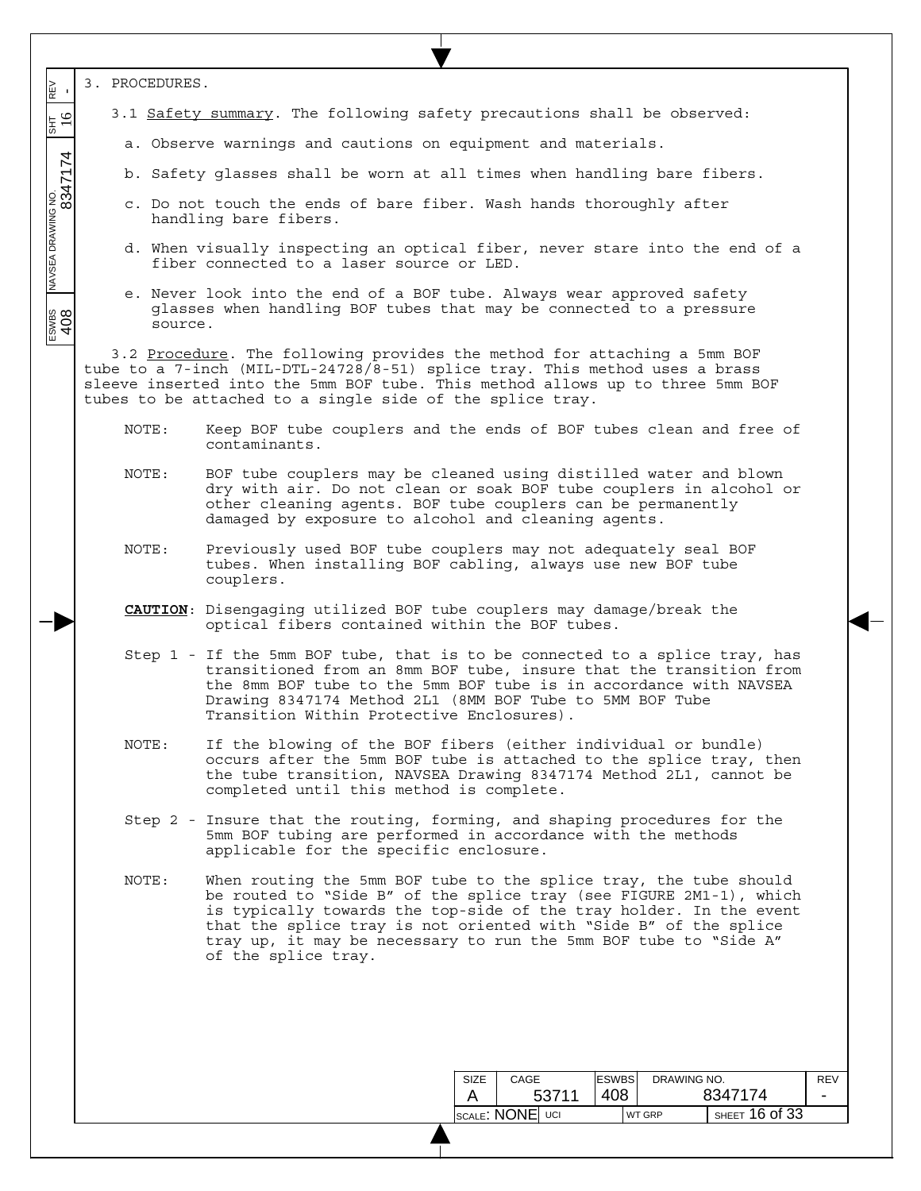# 3. PROCEDURES.

3.1 Safety summary. The following safety precautions shall be observed:

a. Observe warnings and cautions on equipment and materials.

b. Safety glasses shall be worn at all times when handling bare fibers.

c. Do not touch the ends of bare fiber. Wash hands thoroughly after handling bare fibers.

d. When visually inspecting an optical fiber, never stare into the end of a fiber connected to a laser source or LED.

e. Never look into the end of a BOF tube. Always wear approved safety glasses when handling BOF tubes that may be connected to a pressure source.

3.2 Procedure. The following provides the method for attaching a 5mm BOF tube to a 7-inch (MIL-DTL-24728/8-51) splice tray. This method uses a brass sleeve inserted into the 5mm BOF tube. This method allows up to three 5mm BOF tubes to be attached to a single side of the splice tray.

NOTE: Keep BOF tube couplers and the ends of BOF tubes clean and free of contaminants.

NOTE: BOF tube couplers may be cleaned using distilled water and blown dry with air. Do not clean or soak BOF tube couplers in alcohol or other cleaning agents. BOF tube couplers can be permanently damaged by exposure to alcohol and cleaning agents.

NOTE: Previously used BOF tube couplers may not adequately seal BOF tubes. When installing BOF cabling, always use new BOF tube couplers.

**CAUTION**: Disengaging utilized BOF tube couplers may damage/break the optical fibers contained within the BOF tubes.

Step 1 - If the 5mm BOF tube, that is to be connected to a splice tray, has transitioned from an 8mm BOF tube, insure that the transition from the 8mm BOF tube to the 5mm BOF tube is in accordance with NAVSEA Drawing 8347174 Method 2L1 (8MM BOF Tube to 5MM BOF Tube Transition Within Protective Enclosures).

NOTE: If the blowing of the BOF fibers (either individual or bundle) occurs after the 5mm BOF tube is attached to the splice tray, then the tube transition, NAVSEA Drawing 8347174 Method 2L1, cannot be completed until this method is complete.

Step 2 - Insure that the routing, forming, and shaping procedures for the 5mm BOF tubing are performed in accordance with the methods applicable for the specific enclosure.

NOTE: When routing the 5mm BOF tube to the splice tray, the tube should be routed to "Side B" of the splice tray (see FIGURE 2M1-1), which is typically towards the top-side of the tray holder. In the event that the splice tray is not oriented with "Side B" of the splice tray up, it may be necessary to run the 5mm BOF tube to "Side A" of the splice tray.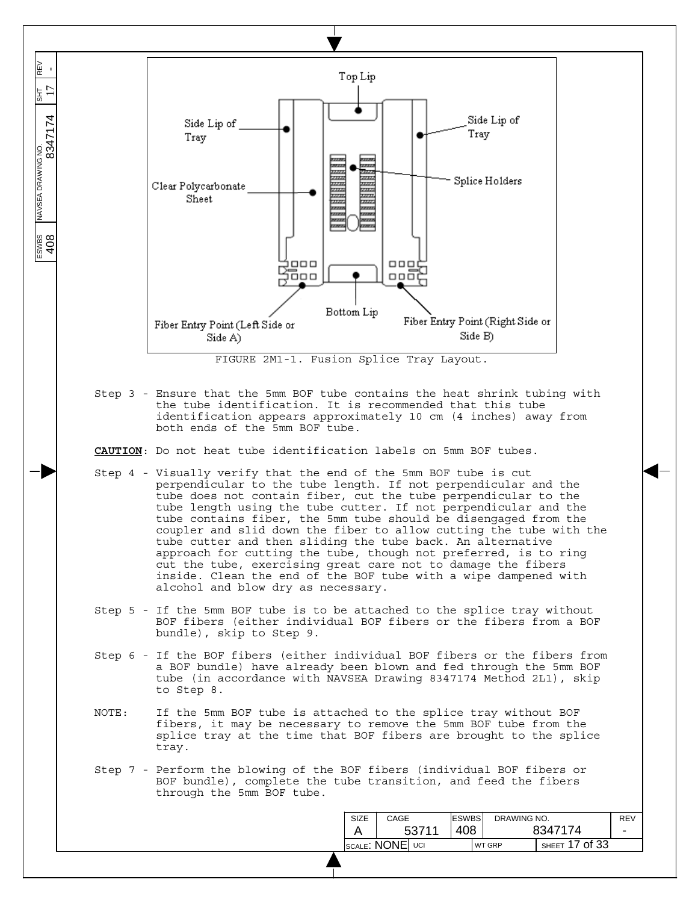FIGURE 2M1-1. Fusion Splice Tray Layout.

Step 3 - Ensure that the 5mm BOF tube contains the heat shrink tubing with the tube identification. It is recommended that this tube identification appears approximately 10 cm (4 inches) away from both ends of the 5mm BOF tube.

**CAUTION**: Do not heat tube identification labels on 5mm BOF tubes.

Step 4 - Visually verify that the end of the 5mm BOF tube is cut perpendicular to the tube length. If not perpendicular and the tube does not contain fiber, cut the tube perpendicular to the tube length using the tube cutter. If not perpendicular and the tube contains fiber, the 5mm tube should be disengaged from the coupler and slid down the fiber to allow cutting the tube with the tube cutter and then sliding the tube back. An alternative approach for cutting the tube, though not preferred, is to ring cut the tube, exercising great care not to damage the fibers inside. Clean the end of the BOF tube with a wipe dampened with alcohol and blow dry as necessary.

Step 5 - If the 5mm BOF tube is to be attached to the splice tray without BOF fibers (either individual BOF fibers or the fibers from a BOF bundle), skip to Step 9.

Step 6 - If the BOF fibers (either individual BOF fibers or the fibers from a BOF bundle) have already been blown and fed through the 5mm BOF tube (in accordance with NAVSEA Drawing 8347174 Method 2L1), skip to Step 8.

NOTE: If the 5mm BOF tube is attached to the splice tray without BOF fibers, it may be necessary to remove the 5mm BOF tube from the splice tray at the time that BOF fibers are brought to the splice tray.

Step 7 - Perform the blowing of the BOF fibers (individual BOF fibers or BOF bundle), complete the tube transition, and feed the fibers through the 5mm BOF tube.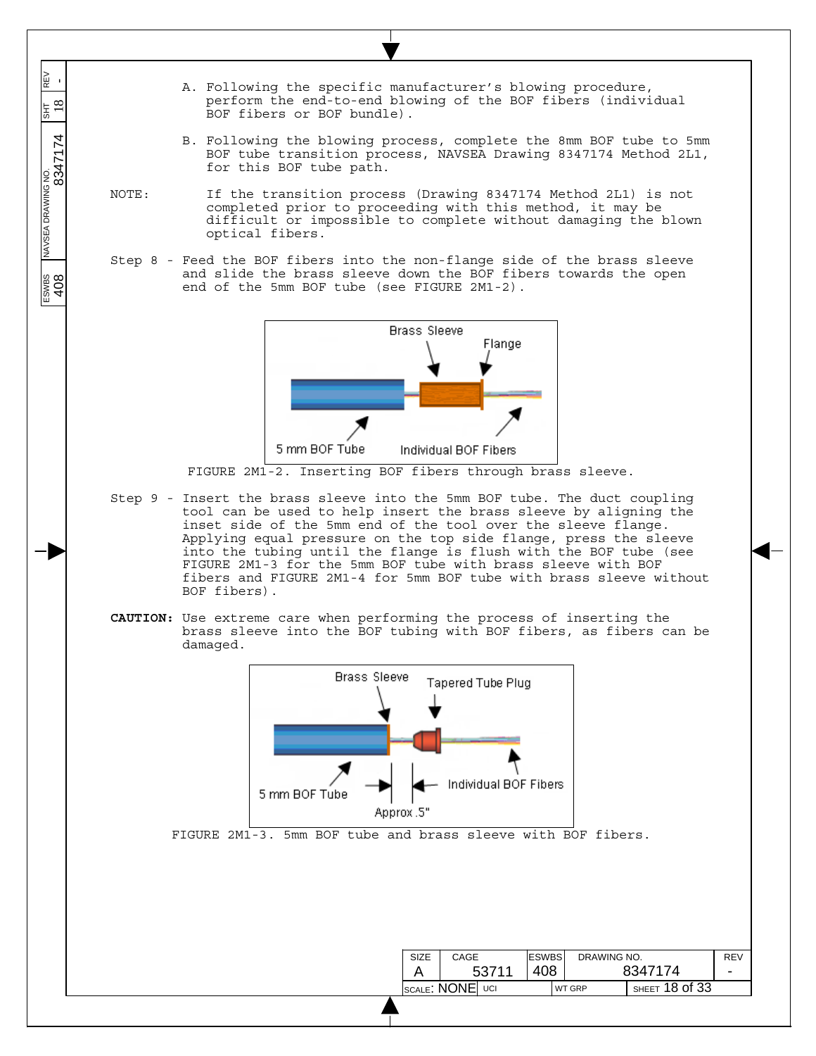A. Following the specific manufacturer's blowing procedure, perform the end-to-end blowing of the BOF fibers (individual BOF fibers or BOF bundle).

B. Following the blowing process, complete the 8mm BOF tube to 5mm BOF tube transition process, NAVSEA Drawing 8347174 Method 2L1, for this BOF tube path.

NOTE: If the transition process (Drawing 8347174 Method 2L1) is not completed prior to proceeding with this method, it may be difficult or impossible to complete without damaging the blown optical fibers.

Step 8 - Feed the BOF fibers into the non-flange side of the brass sleeve and slide the brass sleeve down the BOF fibers towards the open end of the 5mm BOF tube (see FIGURE 2M1-2).

FIGURE 2M1-2. Inserting BOF fibers through brass sleeve.

Step 9 - Insert the brass sleeve into the 5mm BOF tube. The duct coupling tool can be used to help insert the brass sleeve by aligning the inset side of the 5mm end of the tool over the sleeve flange. Applying equal pressure on the top side flange, press the sleeve into the tubing until the flange is flush with the BOF tube (see FIGURE 2M1-3 for the 5mm BOF tube with brass sleeve with BOF fibers and FIGURE 2M1-4 for 5mm BOF tube with brass sleeve without BOF fibers).

**CAUTION:** Use extreme care when performing the process of inserting the brass sleeve into the BOF tubing with BOF fibers, as fibers can be damaged.

FIGURE 2M1-3. 5mm BOF tube and brass sleeve with BOF fibers.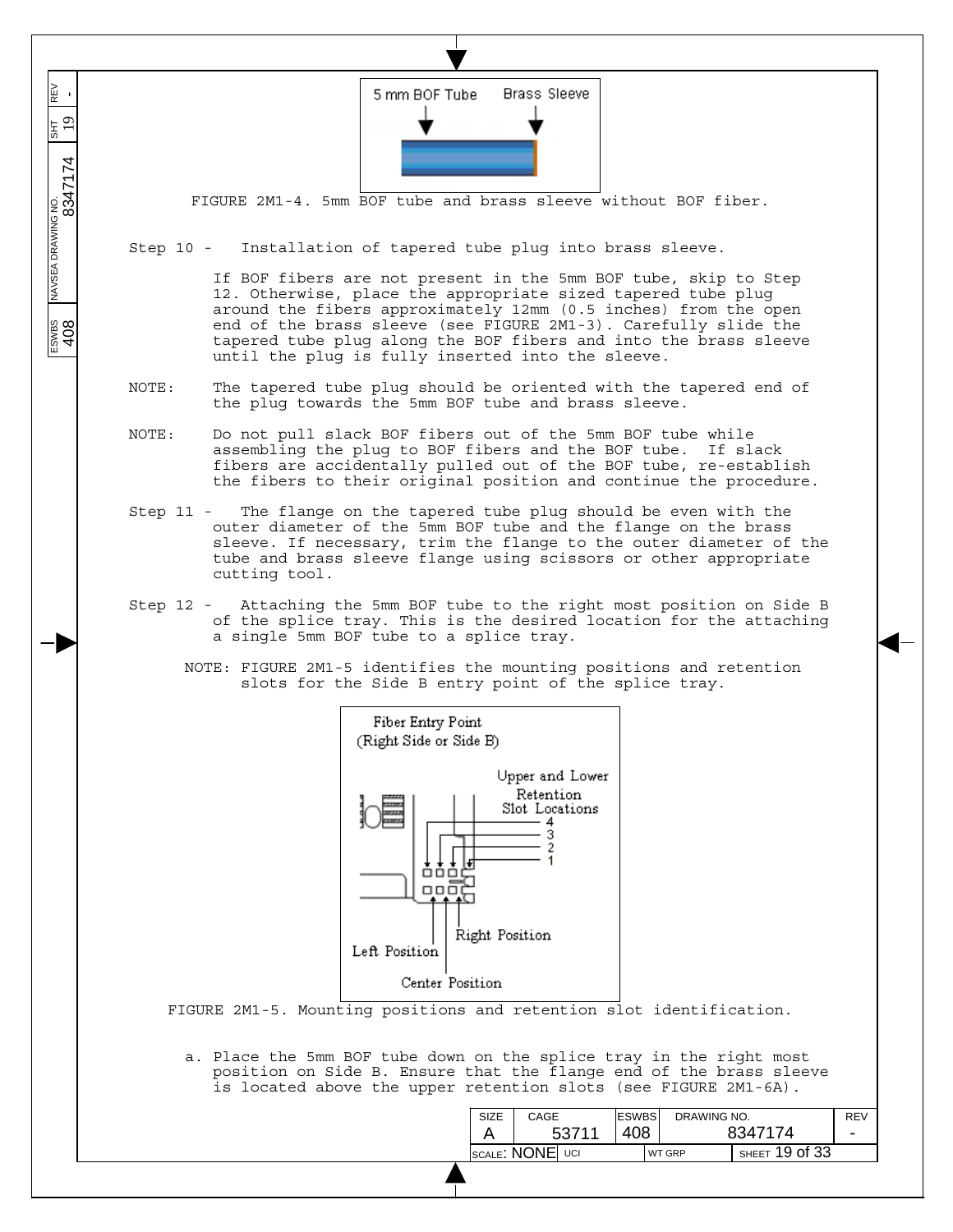FIGURE 2M1-4. 5mm BOF tube and brass sleeve without BOF fiber.

Step 10 - Installation of tapered tube plug into brass sleeve.

If BOF fibers are not present in the 5mm BOF tube, skip to Step 12. Otherwise, place the appropriate sized tapered tube plug around the fibers approximately 12mm (0.5 inches) from the open end of the brass sleeve (see FIGURE 2M1-3). Carefully slide the tapered tube plug along the BOF fibers and into the brass sleeve until the plug is fully inserted into the sleeve.

NOTE: The tapered tube plug should be oriented with the tapered end of the plug towards the 5mm BOF tube and brass sleeve.

NOTE: Do not pull slack BOF fibers out of the 5mm BOF tube while assembling the plug to BOF fibers and the BOF tube. If slack fibers are accidentally pulled out of the BOF tube, re-establish the fibers to their original position and continue the procedure.

Step 11 - The flange on the tapered tube plug should be even with the outer diameter of the 5mm BOF tube and the flange on the brass sleeve. If necessary, trim the flange to the outer diameter of the tube and brass sleeve flange using scissors or other appropriate cutting tool.

Step 12 - Attaching the 5mm BOF tube to the right most position on Side B of the splice tray. This is the desired location for the attaching a single 5mm BOF tube to a splice tray.

NOTE: FIGURE 2M1-5 identifies the mounting positions and retention slots for the Side B entry point of the splice tray.

FIGURE 2M1-5. Mounting positions and retention slot identification.

a. Place the 5mm BOF tube down on the splice tray in the right most position on Side B. Ensure that the flange end of the brass sleeve is located above the upper retention slots (see FIGURE 2M1-6A).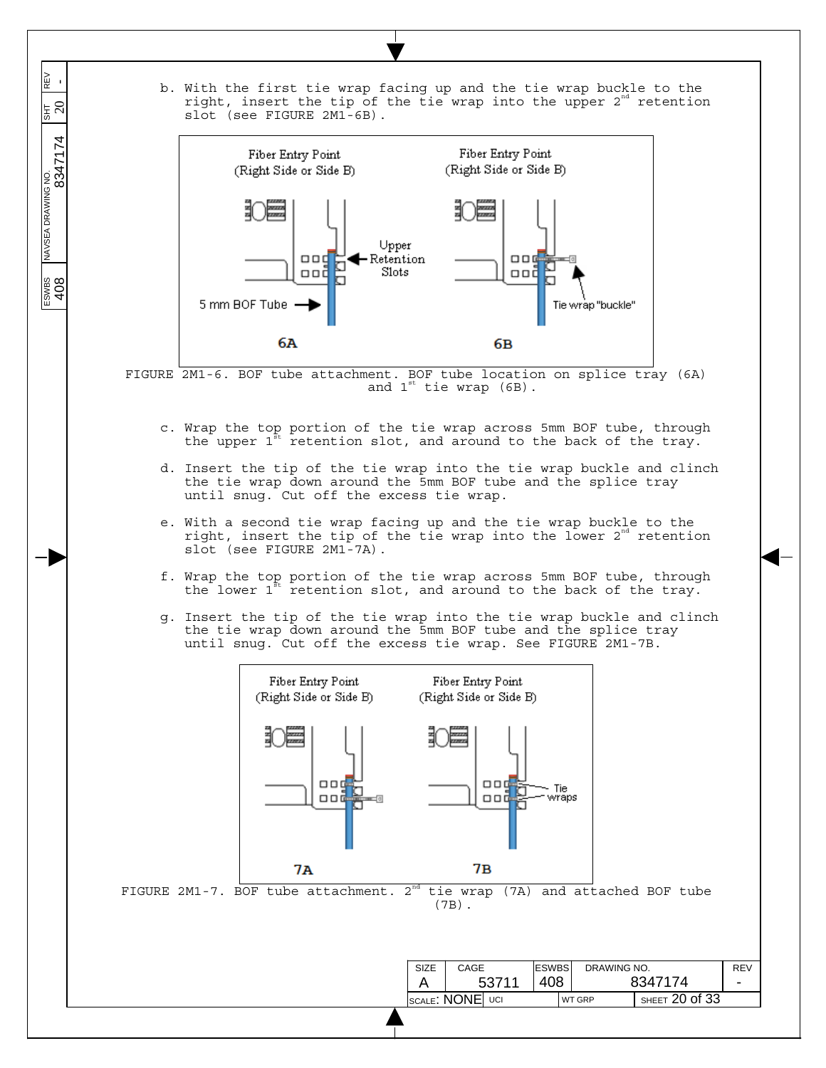b. With the first tie wrap facing up and the tie wrap buckle to the right, insert the tip of the tie wrap into the upper 2nd retention slot (see FIGURE 2M1-6B).

FIGURE 2M1-6. BOF tube attachment. BOF tube location on splice tray (6A) and 1st tie wrap (6B).

c. Wrap the top portion of the tie wrap across 5mm BOF tube, through the upper 1st retention slot, and around to the back of the tray.

d. Insert the tip of the tie wrap into the tie wrap buckle and clinch the tie wrap down around the 5mm BOF tube and the splice tray until snug. Cut off the excess tie wrap.

e. With a second tie wrap facing up and the tie wrap buckle to the right, insert the tip of the tie wrap into the lower 2nd retention slot (see FIGURE 2M1-7A).

f. Wrap the top portion of the tie wrap across 5mm BOF tube, through the lower 1st retention slot, and around to the back of the tray.

g. Insert the tip of the tie wrap into the tie wrap buckle and clinch the tie wrap down around the 5mm BOF tube and the splice tray until snug. Cut off the excess tie wrap. See FIGURE 2M1-7B.

FIGURE 2M1-7. BOF tube attachment. 2nd tie wrap (7A) and attached BOF tube (7B).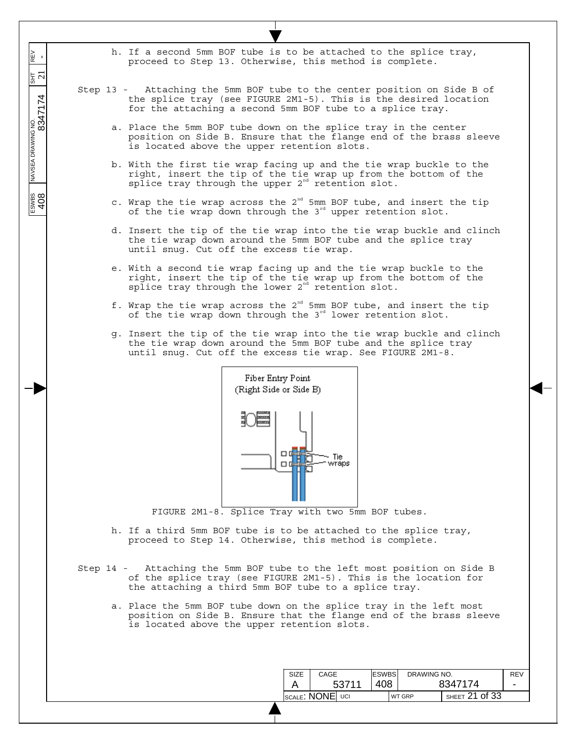h. If a second 5mm BOF tube is to be attached to the splice tray, proceed to Step 13. Otherwise, this method is complete.

Step 13 - Attaching the 5mm BOF tube to the center position on Side B of the splice tray (see FIGURE 2M1-5). This is the desired location for the attaching a second 5mm BOF tube to a splice tray.

a. Place the 5mm BOF tube down on the splice tray in the center position on Side B. Ensure that the flange end of the brass sleeve is located above the upper retention slots.

b. With the first tie wrap facing up and the tie wrap buckle to the right, insert the tip of the tie wrap up from the bottom of the splice tray through the upper 2nd retention slot.

c. Wrap the tie wrap across the 2nd 5mm BOF tube, and insert the tip of the tie wrap down through the 3rd upper retention slot.

d. Insert the tip of the tie wrap into the tie wrap buckle and clinch the tie wrap down around the 5mm BOF tube and the splice tray until snug. Cut off the excess tie wrap.

e. With a second tie wrap facing up and the tie wrap buckle to the right, insert the tip of the tie wrap up from the bottom of the splice tray through the lower 2nd retention slot.

f. Wrap the tie wrap across the 2nd 5mm BOF tube, and insert the tip of the tie wrap down through the 3rd lower retention slot.

g. Insert the tip of the tie wrap into the tie wrap buckle and clinch the tie wrap down around the 5mm BOF tube and the splice tray until snug. Cut off the excess tie wrap. See FIGURE 2M1-8.

Fiber Entry Point
(Right Side or Side B)

Tie wraps

FIGURE 2M1-8. Splice Tray with two 5mm BOF tubes.

h. If a third 5mm BOF tube is to be attached to the splice tray, proceed to Step 14. Otherwise, this method is complete.

Step 14 - Attaching the 5mm BOF tube to the left most position on Side B of the splice tray (see FIGURE 2M1-5). This is the location for the attaching a third 5mm BOF tube to a splice tray.

a. Place the 5mm BOF tube down on the splice tray in the left most position on Side B. Ensure that the flange end of the brass sleeve is located above the upper retention slots.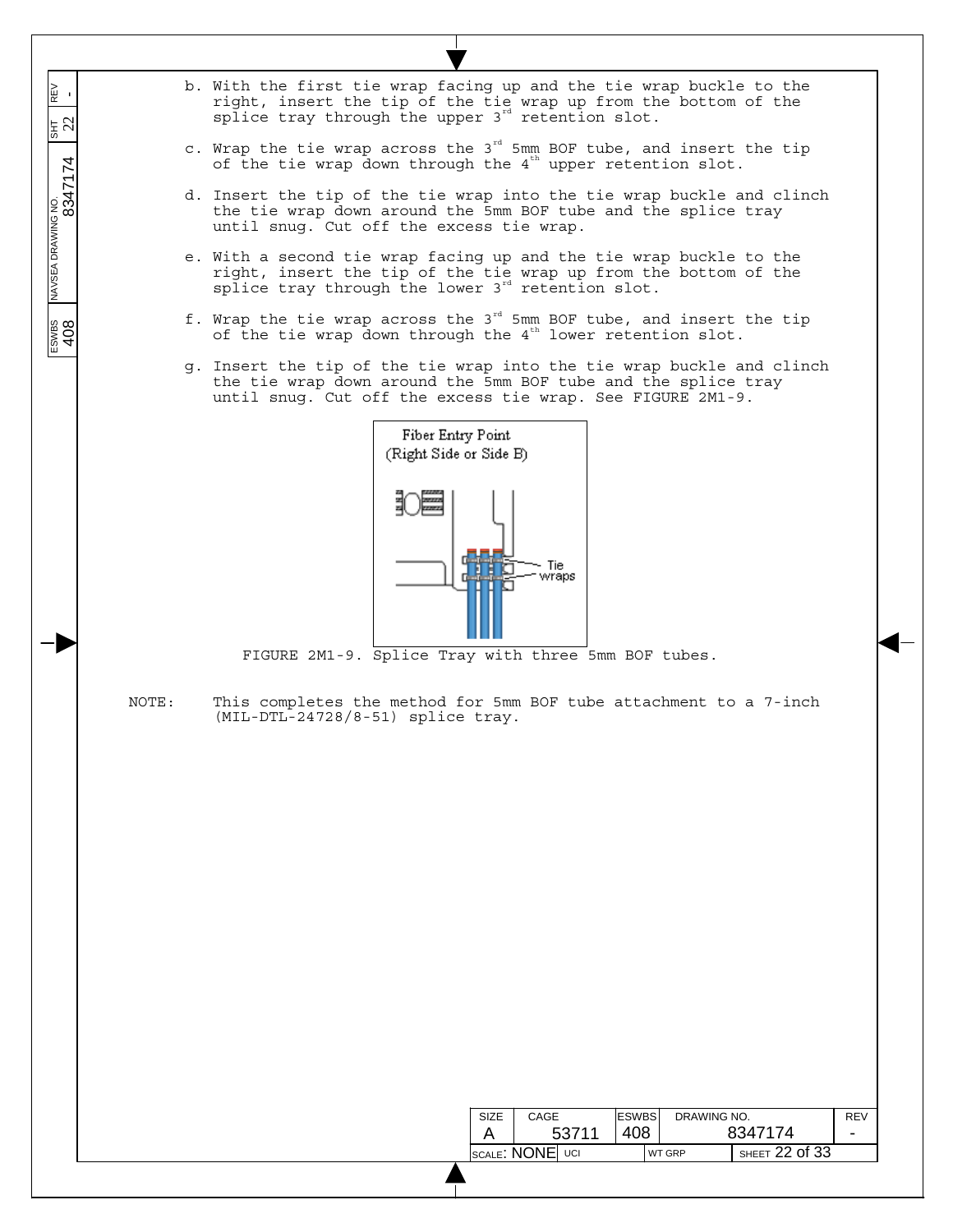b. With the first tie wrap facing up and the tie wrap buckle to the right, insert the tip of the tie wrap up from the bottom of the splice tray through the upper 3rd retention slot.

c. Wrap the tie wrap across the 3rd 5mm BOF tube, and insert the tip of the tie wrap down through the 4th upper retention slot.

d. Insert the tip of the tie wrap into the tie wrap buckle and clinch the tie wrap down around the 5mm BOF tube and the splice tray until snug. Cut off the excess tie wrap.

e. With a second tie wrap facing up and the tie wrap buckle to the right, insert the tip of the tie wrap up from the bottom of the splice tray through the lower 3rd retention slot.

f. Wrap the tie wrap across the 3rd 5mm BOF tube, and insert the tip of the tie wrap down through the 4th lower retention slot.

g. Insert the tip of the tie wrap into the tie wrap buckle and clinch the tie wrap down around the 5mm BOF tube and the splice tray until snug. Cut off the excess tie wrap. See FIGURE 2M1-9.

Fiber Entry Point (Right Side or Side B)

Tie wraps

FIGURE 2M1-9. Splice Tray with three 5mm BOF tubes.

NOTE: This completes the method for 5mm BOF tube attachment to a 7-inch (MIL-DTL-24728/8-51) splice tray.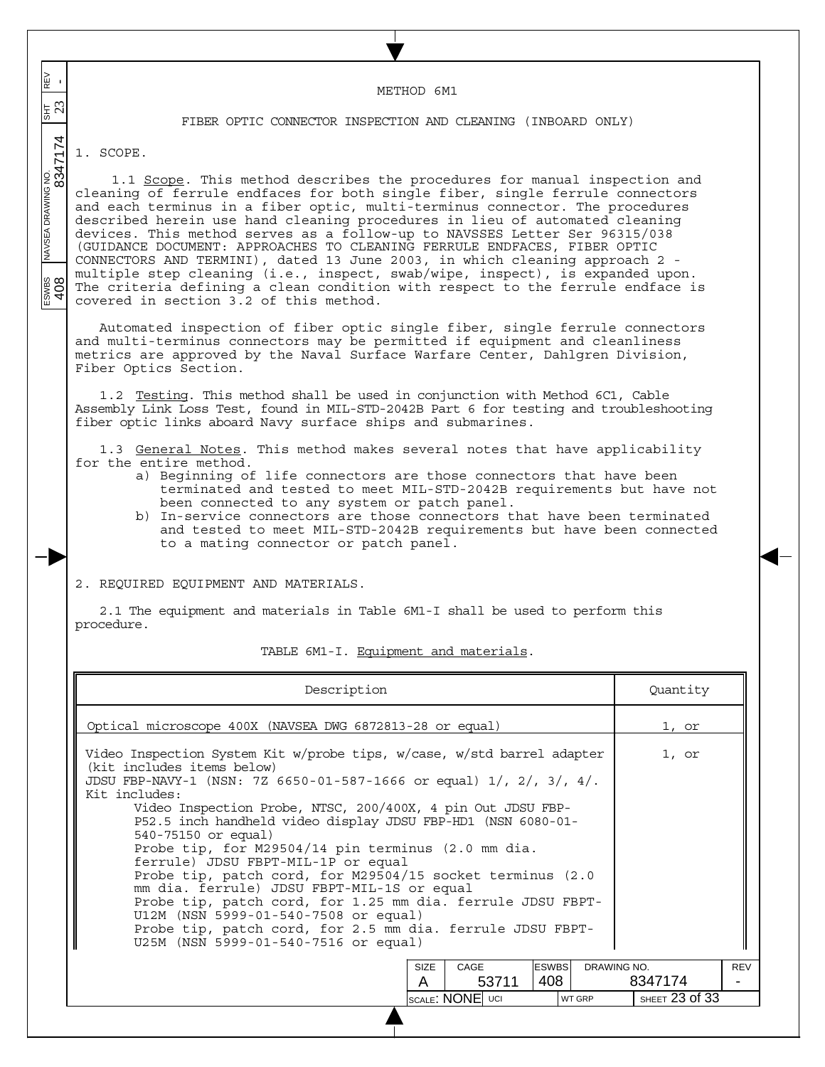# METHOD 6M1

## FIBER OPTIC CONNECTOR INSPECTION AND CLEANING (INBOARD ONLY)

## 1. SCOPE.

1.1 Scope. This method describes the procedures for manual inspection and cleaning of ferrule endfaces for both single fiber, single ferrule connectors and each terminus in a fiber optic, multi-terminus connector. The procedures described herein use hand cleaning procedures in lieu of automated cleaning devices. This method serves as a follow-up to NAVSSES Letter Ser 96315/038 (GUIDANCE DOCUMENT: APPROACHES TO CLEANING FERRULE ENDFACES, FIBER OPTIC CONNECTORS AND TERMINI), dated 13 June 2003, in which cleaning approach 2 - multiple step cleaning (i.e., inspect, swab/wipe, inspect), is expanded upon. The criteria defining a clean condition with respect to the ferrule endface is covered in section 3.2 of this method.

Automated inspection of fiber optic single fiber, single ferrule connectors and multi-terminus connectors may be permitted if equipment and cleanliness metrics are approved by the Naval Surface Warfare Center, Dahlgren Division, Fiber Optics Section.

1.2 Testing. This method shall be used in conjunction with Method 6C1, Cable Assembly Link Loss Test, found in MIL-STD-2042B Part 6 for testing and troubleshooting fiber optic links aboard Navy surface ships and submarines.

1.3 General Notes. This method makes several notes that have applicability for the entire method.

a) Beginning of life connectors are those connectors that have been terminated and tested to meet MIL-STD-2042B requirements but have not been connected to any system or patch panel.
b) In-service connectors are those connectors that have been terminated and tested to meet MIL-STD-2042B requirements but have been connected to a mating connector or patch panel.

## 2. REQUIRED EQUIPMENT AND MATERIALS.

2.1 The equipment and materials in Table 6M1-I shall be used to perform this procedure.

TABLE 6M1-I. Equipment and materials.

| Description | Quantity |
|---|---|
| Optical microscope 400X (NAVSEA DWG 6872813-28 or equal) | 1, or |
| Video Inspection System Kit w/probe tips, w/case, w/std barrel adapter (kit includes items below) JDSU FBP-NAVY-1 (NSN: 7Z 6650-01-587-1666 or equal) 1/, 2/, 3/, 4/. Kit includes: Video Inspection Probe, NTSC, 200/400X, 4 pin Out JDSU FBP-P52.5 inch handheld video display JDSU FBP-HD1 (NSN 6080-01-540-75150 or equal) Probe tip, for M29504/14 pin terminus (2.0 mm dia. ferrule) JDSU FBPT-MIL-1P or equal Probe tip, patch cord, for M29504/15 socket terminus (2.0 mm dia. ferrule) JDSU FBPT-MIL-1S or equal Probe tip, patch cord, for 1.25 mm dia. ferrule JDSU FBPT-U12M (NSN 5999-01-540-7508 or equal) Probe tip, patch cord, for 2.5 mm dia. ferrule JDSU FBPT-U25M (NSN 5999-01-540-7516 or equal) | 1, or |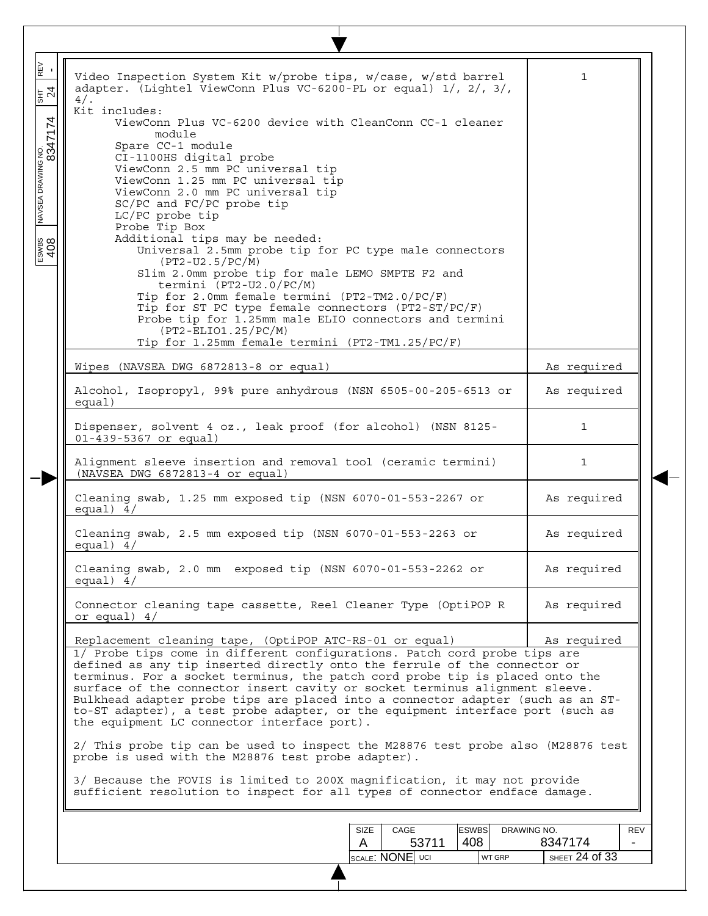| Item | Quantity |
|---|---|
| Video Inspection System Kit w/probe tips, w/case, w/std barrel adapter. (Lightel ViewConn Plus VC-6200-PL or equal) 1/, 2/, 3/, 4/.<br>Kit includes:<br>ViewConn Plus VC-6200 device with CleanConn CC-1 cleaner module<br>Spare CC-1 module<br>CI-1100HS digital probe<br>ViewConn 2.5 mm PC universal tip<br>ViewConn 1.25 mm PC universal tip<br>ViewConn 2.0 mm PC universal tip<br>SC/PC and FC/PC probe tip<br>LC/PC probe tip<br>Probe Tip Box<br>Additional tips may be needed:<br>Universal 2.5mm probe tip for PC type male connectors (PT2-U2.5/PC/M)<br>Slim 2.0mm probe tip for male LEMO SMPTE F2 and termini (PT2-U2.0/PC/M)<br>Tip for 2.0mm female termini (PT2-TM2.0/PC/F)<br>Tip for ST PC type female connectors (PT2-ST/PC/F)<br>Probe tip for 1.25mm male ELIO connectors and termini (PT2-ELIO1.25/PC/M)<br>Tip for 1.25mm female termini (PT2-TM1.25/PC/F) | 1 |
| Wipes (NAVSEA DWG 6872813-8 or equal) | As required |
| Alcohol, Isopropyl, 99% pure anhydrous (NSN 6505-00-205-6513 or equal) | As required |
| Dispenser, solvent 4 oz., leak proof (for alcohol) (NSN 8125-01-439-5367 or equal) | 1 |
| Alignment sleeve insertion and removal tool (ceramic termini) (NAVSEA DWG 6872813-4 or equal) | 1 |
| Cleaning swab, 1.25 mm exposed tip (NSN 6070-01-553-2267 or equal) 4/ | As required |
| Cleaning swab, 2.5 mm exposed tip (NSN 6070-01-553-2263 or equal) 4/ | As required |
| Cleaning swab, 2.0 mm exposed tip (NSN 6070-01-553-2262 or equal) 4/ | As required |
| Connector cleaning tape cassette, Reel Cleaner Type (OptiPOP R or equal) 4/ | As required |
| Replacement cleaning tape, (OptiPOP ATC-RS-01 or equal) | As required |

1/ Probe tips come in different configurations. Patch cord probe tips are defined as any tip inserted directly onto the ferrule of the connector or terminus. For a socket terminus, the patch cord probe tip is placed onto the surface of the connector insert cavity or socket terminus alignment sleeve. Bulkhead adapter probe tips are placed into a connector adapter (such as an ST-to-ST adapter), a test probe adapter, or the equipment interface port (such as the equipment LC connector interface port).

2/ This probe tip can be used to inspect the M28876 test probe also (M28876 test probe is used with the M28876 test probe adapter).

3/ Because the FOVIS is limited to 200X magnification, it may not provide sufficient resolution to inspect for all types of connector endface damage.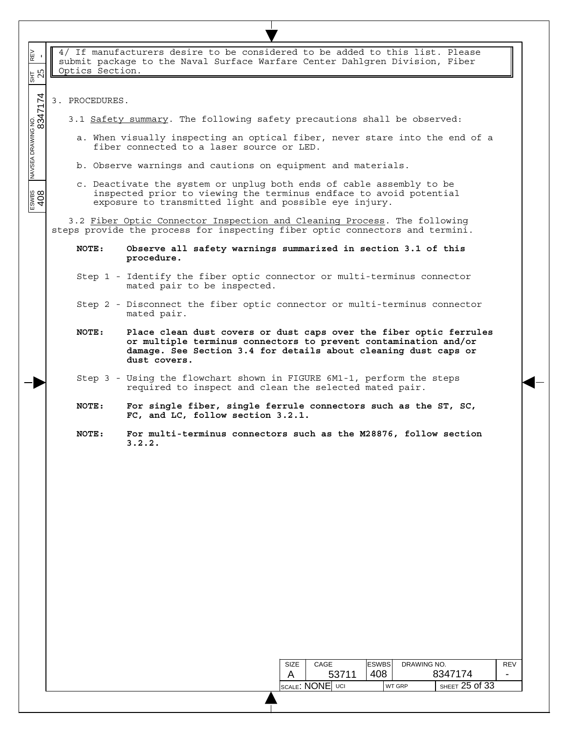4/ If manufacturers desire to be considered to be added to this list. Please submit package to the Naval Surface Warfare Center Dahlgren Division, Fiber Optics Section.

## 3. PROCEDURES.

3.1 Safety summary. The following safety precautions shall be observed:

a. When visually inspecting an optical fiber, never stare into the end of a fiber connected to a laser source or LED.

b. Observe warnings and cautions on equipment and materials.

c. Deactivate the system or unplug both ends of cable assembly to be inspected prior to viewing the terminus endface to avoid potential exposure to transmitted light and possible eye injury.

3.2 Fiber Optic Connector Inspection and Cleaning Process. The following steps provide the process for inspecting fiber optic connectors and termini.

**NOTE: Observe all safety warnings summarized in section 3.1 of this procedure.**

Step 1 - Identify the fiber optic connector or multi-terminus connector mated pair to be inspected.

Step 2 - Disconnect the fiber optic connector or multi-terminus connector mated pair.

**NOTE: Place clean dust covers or dust caps over the fiber optic ferrules or multiple terminus connectors to prevent contamination and/or damage. See Section 3.4 for details about cleaning dust caps or dust covers.**

Step 3 - Using the flowchart shown in FIGURE 6M1-1, perform the steps required to inspect and clean the selected mated pair.

**NOTE: For single fiber, single ferrule connectors such as the ST, SC, FC, and LC, follow section 3.2.1.**

**NOTE: For multi-terminus connectors such as the M28876, follow section 3.2.2.**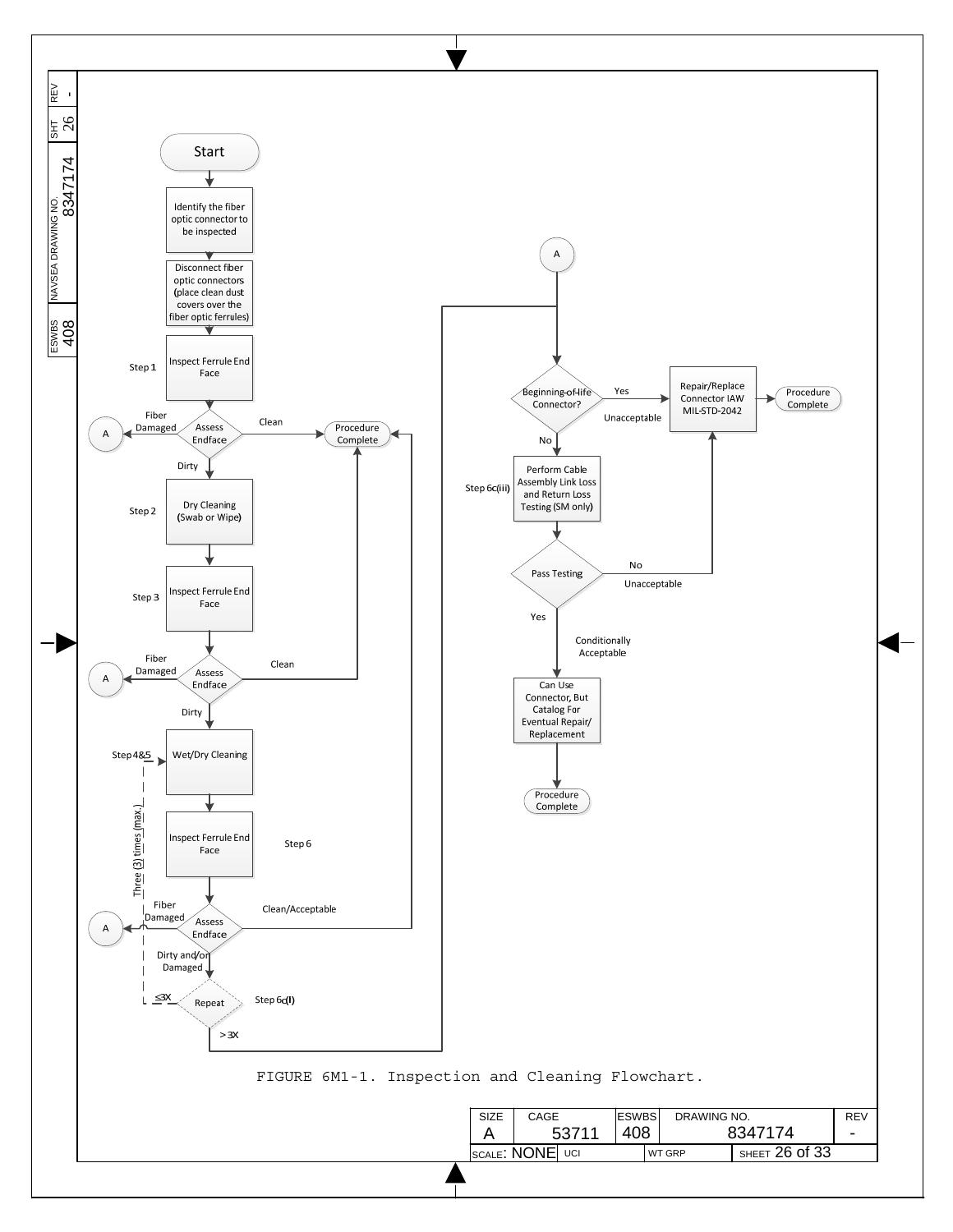**Start**

1. Identify the fiber optic connector to be inspected
2. Disconnect fiber optic connectors (place clean dust covers over the fiber optic ferrules)
3. Step 1 – Inspect Ferrule End Face
4. Assess Endface
   - Clean → Procedure Complete
   - Fiber Damaged → A
   - Dirty → Step 2
5. Step 2 – Dry Cleaning (Swab or Wipe)
6. Step 3 – Inspect Ferrule End Face
7. Assess Endface
   - Clean → Procedure Complete
   - Fiber Damaged → A
   - Dirty → Step 4&5
8. Step 4&5 – Wet/Dry Cleaning
9. Step 6 – Inspect Ferrule End Face
10. Assess Endface
    - Clean/Acceptable → Procedure Complete
    - Fiber Damaged → A
    - Dirty and/or Damaged → Step 6c(I)
11. Step 6c(I) – Repeat
    - ≤3X → Step 4&5 (Three (3) times (max.))
    - >3X → A

**A**

1. Beginning-of-life Connector?
   - Yes (Unacceptable) → Repair/Replace Connector IAW MIL-STD-2042 → Procedure Complete
   - No → Step 6c(iii)
2. Step 6c(iii) – Perform Cable Assembly Link Loss and Return Loss Testing (SM only)
3. Pass Testing
   - No (Unacceptable) → Repair/Replace Connector IAW MIL-STD-2042 → Procedure Complete
   - Yes (Conditionally Acceptable) → Can Use Connector, But Catalog For Eventual Repair/ Replacement → Procedure Complete

FIGURE 6M1-1. Inspection and Cleaning Flowchart.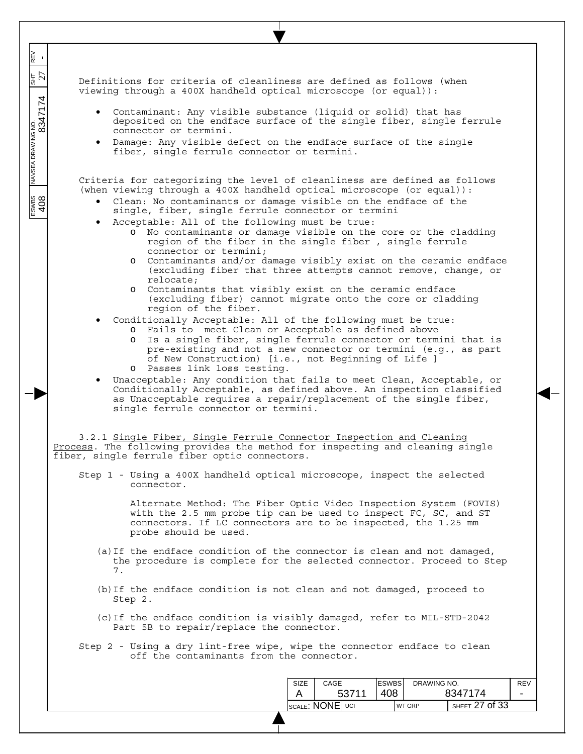Definitions for criteria of cleanliness are defined as follows (when viewing through a 400X handheld optical microscope (or equal)):

- Contaminant: Any visible substance (liquid or solid) that has deposited on the endface surface of the single fiber, single ferrule connector or termini.
- Damage: Any visible defect on the endface surface of the single fiber, single ferrule connector or termini.

Criteria for categorizing the level of cleanliness are defined as follows (when viewing through a 400X handheld optical microscope (or equal)):

- Clean: No contaminants or damage visible on the endface of the single, fiber, single ferrule connector or termini
- Acceptable: All of the following must be true:
  - No contaminants or damage visible on the core or the cladding region of the fiber in the single fiber , single ferrule connector or termini;
  - Contaminants and/or damage visibly exist on the ceramic endface (excluding fiber that three attempts cannot remove, change, or relocate;
  - Contaminants that visibly exist on the ceramic endface (excluding fiber) cannot migrate onto the core or cladding region of the fiber.
- Conditionally Acceptable: All of the following must be true:
  - Fails to meet Clean or Acceptable as defined above
  - Is a single fiber, single ferrule connector or termini that is pre-existing and not a new connector or termini (e.g., as part of New Construction) [i.e., not Beginning of Life ]
  - Passes link loss testing.
- Unacceptable: Any condition that fails to meet Clean, Acceptable, or Conditionally Acceptable, as defined above. An inspection classified as Unacceptable requires a repair/replacement of the single fiber, single ferrule connector or termini.

3.2.1 Single Fiber, Single Ferrule Connector Inspection and Cleaning Process. The following provides the method for inspecting and cleaning single fiber, single ferrule fiber optic connectors.

Step 1 - Using a 400X handheld optical microscope, inspect the selected connector.

Alternate Method: The Fiber Optic Video Inspection System (FOVIS) with the 2.5 mm probe tip can be used to inspect FC, SC, and ST connectors. If LC connectors are to be inspected, the 1.25 mm probe should be used.

(a) If the endface condition of the connector is clean and not damaged, the procedure is complete for the selected connector. Proceed to Step 7.

(b) If the endface condition is not clean and not damaged, proceed to Step 2.

(c) If the endface condition is visibly damaged, refer to MIL-STD-2042 Part 5B to repair/replace the connector.

Step 2 - Using a dry lint-free wipe, wipe the connector endface to clean off the contaminants from the connector.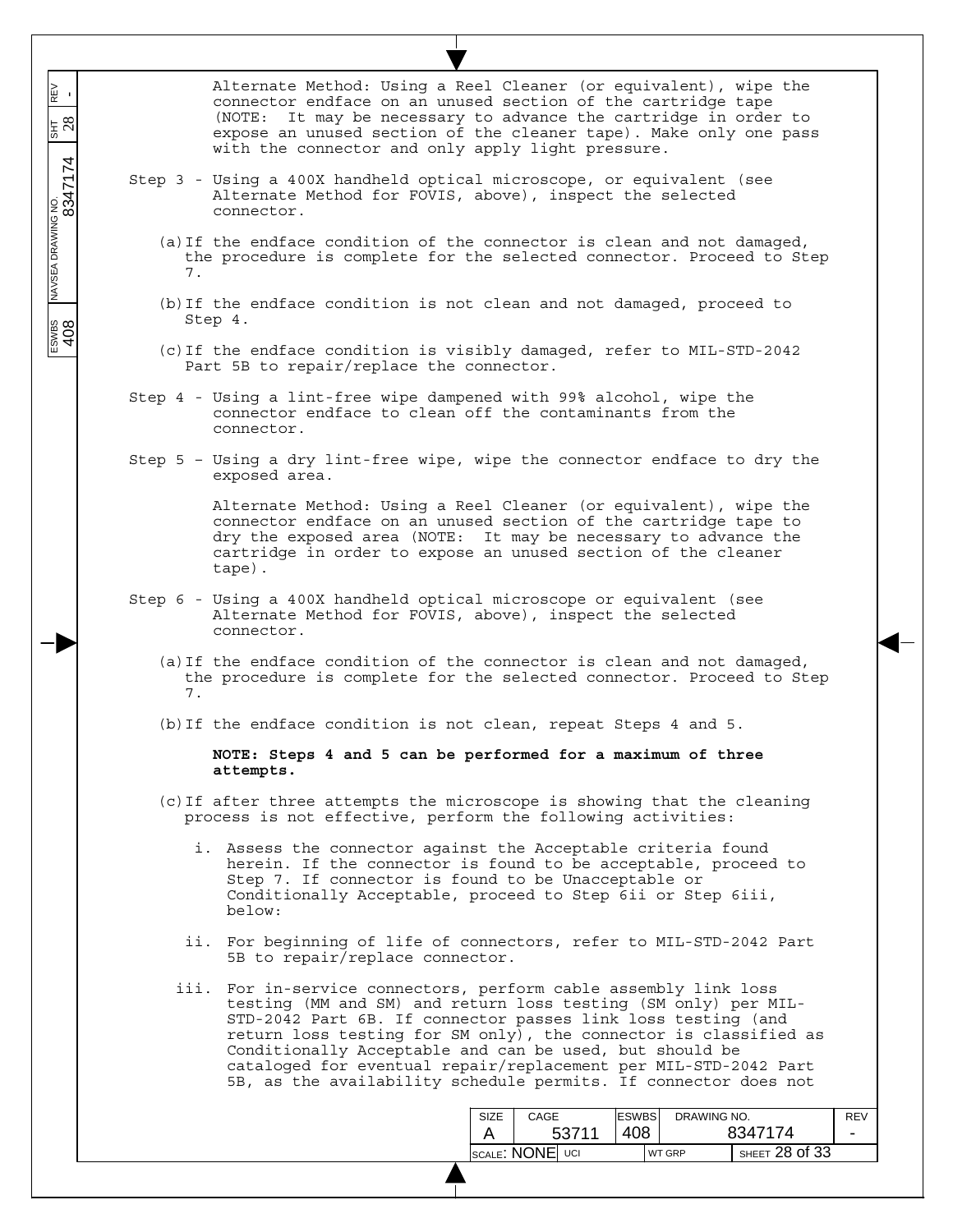Alternate Method: Using a Reel Cleaner (or equivalent), wipe the connector endface on an unused section of the cartridge tape (NOTE: It may be necessary to advance the cartridge in order to expose an unused section of the cleaner tape). Make only one pass with the connector and only apply light pressure.

Step 3 - Using a 400X handheld optical microscope, or equivalent (see Alternate Method for FOVIS, above), inspect the selected connector.

(a) If the endface condition of the connector is clean and not damaged, the procedure is complete for the selected connector. Proceed to Step 7.

(b) If the endface condition is not clean and not damaged, proceed to Step 4.

(c) If the endface condition is visibly damaged, refer to MIL-STD-2042 Part 5B to repair/replace the connector.

Step 4 - Using a lint-free wipe dampened with 99% alcohol, wipe the connector endface to clean off the contaminants from the connector.

Step 5 – Using a dry lint-free wipe, wipe the connector endface to dry the exposed area.

Alternate Method: Using a Reel Cleaner (or equivalent), wipe the connector endface on an unused section of the cartridge tape to dry the exposed area (NOTE: It may be necessary to advance the cartridge in order to expose an unused section of the cleaner tape).

Step 6 - Using a 400X handheld optical microscope or equivalent (see Alternate Method for FOVIS, above), inspect the selected connector.

(a) If the endface condition of the connector is clean and not damaged, the procedure is complete for the selected connector. Proceed to Step 7.

(b) If the endface condition is not clean, repeat Steps 4 and 5.

**NOTE: Steps 4 and 5 can be performed for a maximum of three attempts.**

(c) If after three attempts the microscope is showing that the cleaning process is not effective, perform the following activities:

i. Assess the connector against the Acceptable criteria found herein. If the connector is found to be acceptable, proceed to Step 7. If connector is found to be Unacceptable or Conditionally Acceptable, proceed to Step 6ii or Step 6iii, below:

ii. For beginning of life of connectors, refer to MIL-STD-2042 Part 5B to repair/replace connector.

iii. For in-service connectors, perform cable assembly link loss testing (MM and SM) and return loss testing (SM only) per MIL-STD-2042 Part 6B. If connector passes link loss testing (and return loss testing for SM only), the connector is classified as Conditionally Acceptable and can be used, but should be cataloged for eventual repair/replacement per MIL-STD-2042 Part 5B, as the availability schedule permits. If connector does not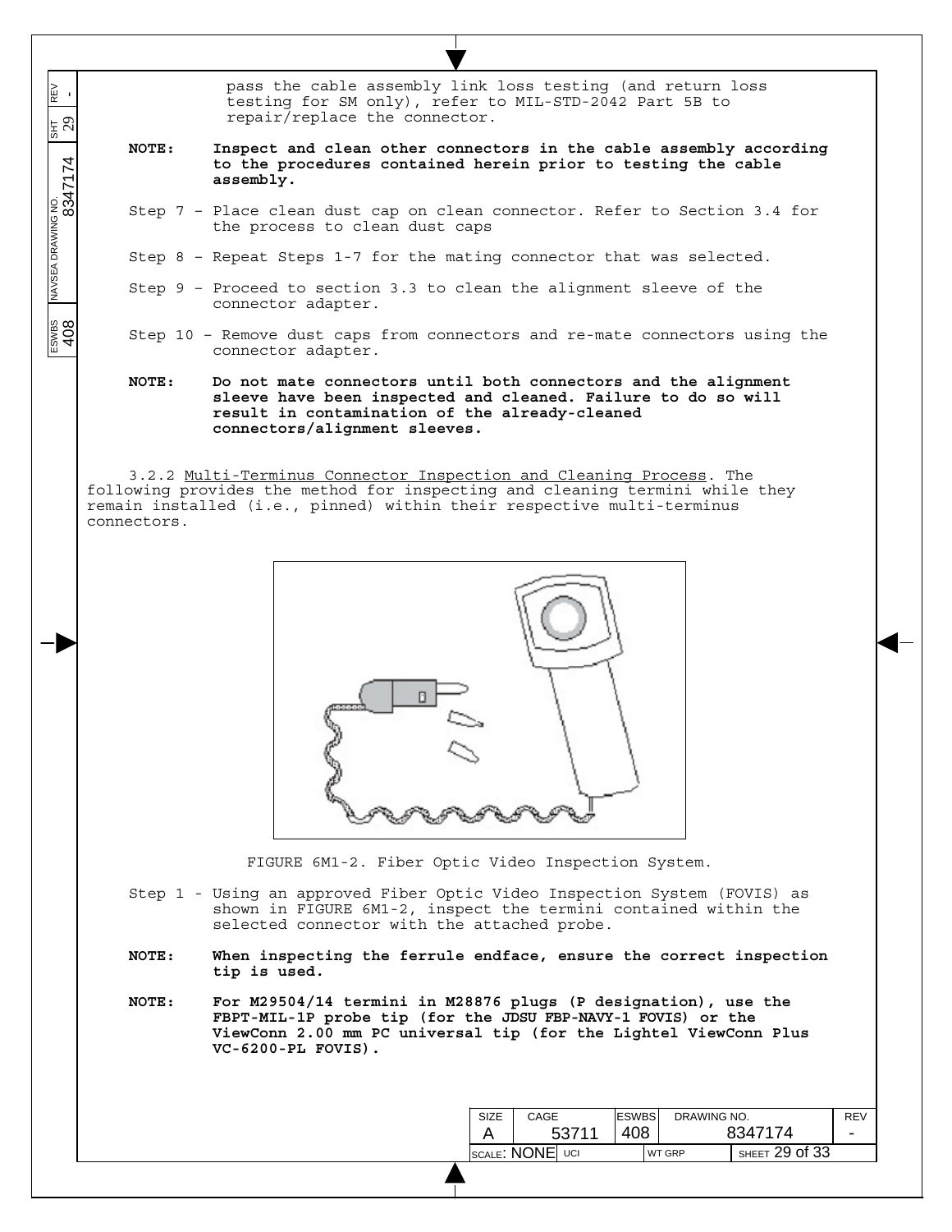pass the cable assembly link loss testing (and return loss testing for SM only), refer to MIL-STD-2042 Part 5B to repair/replace the connector.

**NOTE: Inspect and clean other connectors in the cable assembly according to the procedures contained herein prior to testing the cable assembly.**

Step 7 – Place clean dust cap on clean connector. Refer to Section 3.4 for the process to clean dust caps

Step 8 – Repeat Steps 1-7 for the mating connector that was selected.

Step 9 – Proceed to section 3.3 to clean the alignment sleeve of the connector adapter.

Step 10 – Remove dust caps from connectors and re-mate connectors using the connector adapter.

**NOTE: Do not mate connectors until both connectors and the alignment sleeve have been inspected and cleaned. Failure to do so will result in contamination of the already-cleaned connectors/alignment sleeves.**

3.2.2 Multi-Terminus Connector Inspection and Cleaning Process. The following provides the method for inspecting and cleaning termini while they remain installed (i.e., pinned) within their respective multi-terminus connectors.

FIGURE 6M1-2. Fiber Optic Video Inspection System.

Step 1 - Using an approved Fiber Optic Video Inspection System (FOVIS) as shown in FIGURE 6M1-2, inspect the termini contained within the selected connector with the attached probe.

**NOTE: When inspecting the ferrule endface, ensure the correct inspection tip is used.**

**NOTE: For M29504/14 termini in M28876 plugs (P designation), use the FBPT-MIL-1P probe tip (for the JDSU FBP-NAVY-1 FOVIS) or the ViewConn 2.00 mm PC universal tip (for the Lightel ViewConn Plus VC-6200-PL FOVIS).**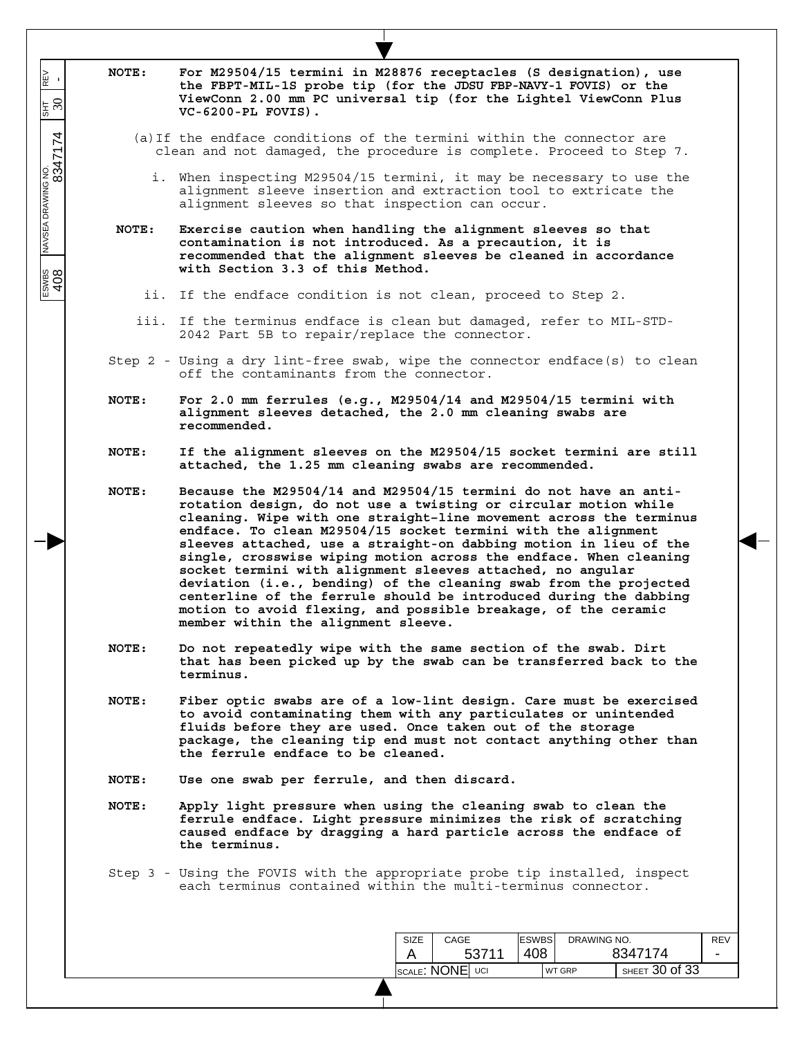**NOTE: For M29504/15 termini in M28876 receptacles (S designation), use the FBPT-MIL-1S probe tip (for the JDSU FBP-NAVY-1 FOVIS) or the ViewConn 2.00 mm PC universal tip (for the Lightel ViewConn Plus VC-6200-PL FOVIS).**

(a) If the endface conditions of the termini within the connector are clean and not damaged, the procedure is complete. Proceed to Step 7.

i. When inspecting M29504/15 termini, it may be necessary to use the alignment sleeve insertion and extraction tool to extricate the alignment sleeves so that inspection can occur.

**NOTE: Exercise caution when handling the alignment sleeves so that contamination is not introduced. As a precaution, it is recommended that the alignment sleeves be cleaned in accordance with Section 3.3 of this Method.**

ii. If the endface condition is not clean, proceed to Step 2.

iii. If the terminus endface is clean but damaged, refer to MIL-STD-2042 Part 5B to repair/replace the connector.

Step 2 - Using a dry lint-free swab, wipe the connector endface(s) to clean off the contaminants from the connector.

**NOTE: For 2.0 mm ferrules (e.g., M29504/14 and M29504/15 termini with alignment sleeves detached, the 2.0 mm cleaning swabs are recommended.**

**NOTE: If the alignment sleeves on the M29504/15 socket termini are still attached, the 1.25 mm cleaning swabs are recommended.**

**NOTE: Because the M29504/14 and M29504/15 termini do not have an anti-rotation design, do not use a twisting or circular motion while cleaning. Wipe with one straight-line movement across the terminus endface. To clean M29504/15 socket termini with the alignment sleeves attached, use a straight-on dabbing motion in lieu of the single, crosswise wiping motion across the endface. When cleaning socket termini with alignment sleeves attached, no angular deviation (i.e., bending) of the cleaning swab from the projected centerline of the ferrule should be introduced during the dabbing motion to avoid flexing, and possible breakage, of the ceramic member within the alignment sleeve.**

**NOTE: Do not repeatedly wipe with the same section of the swab. Dirt that has been picked up by the swab can be transferred back to the terminus.**

**NOTE: Fiber optic swabs are of a low-lint design. Care must be exercised to avoid contaminating them with any particulates or unintended fluids before they are used. Once taken out of the storage package, the cleaning tip end must not contact anything other than the ferrule endface to be cleaned.**

**NOTE: Use one swab per ferrule, and then discard.**

**NOTE: Apply light pressure when using the cleaning swab to clean the ferrule endface. Light pressure minimizes the risk of scratching caused endface by dragging a hard particle across the endface of the terminus.**

Step 3 - Using the FOVIS with the appropriate probe tip installed, inspect each terminus contained within the multi-terminus connector.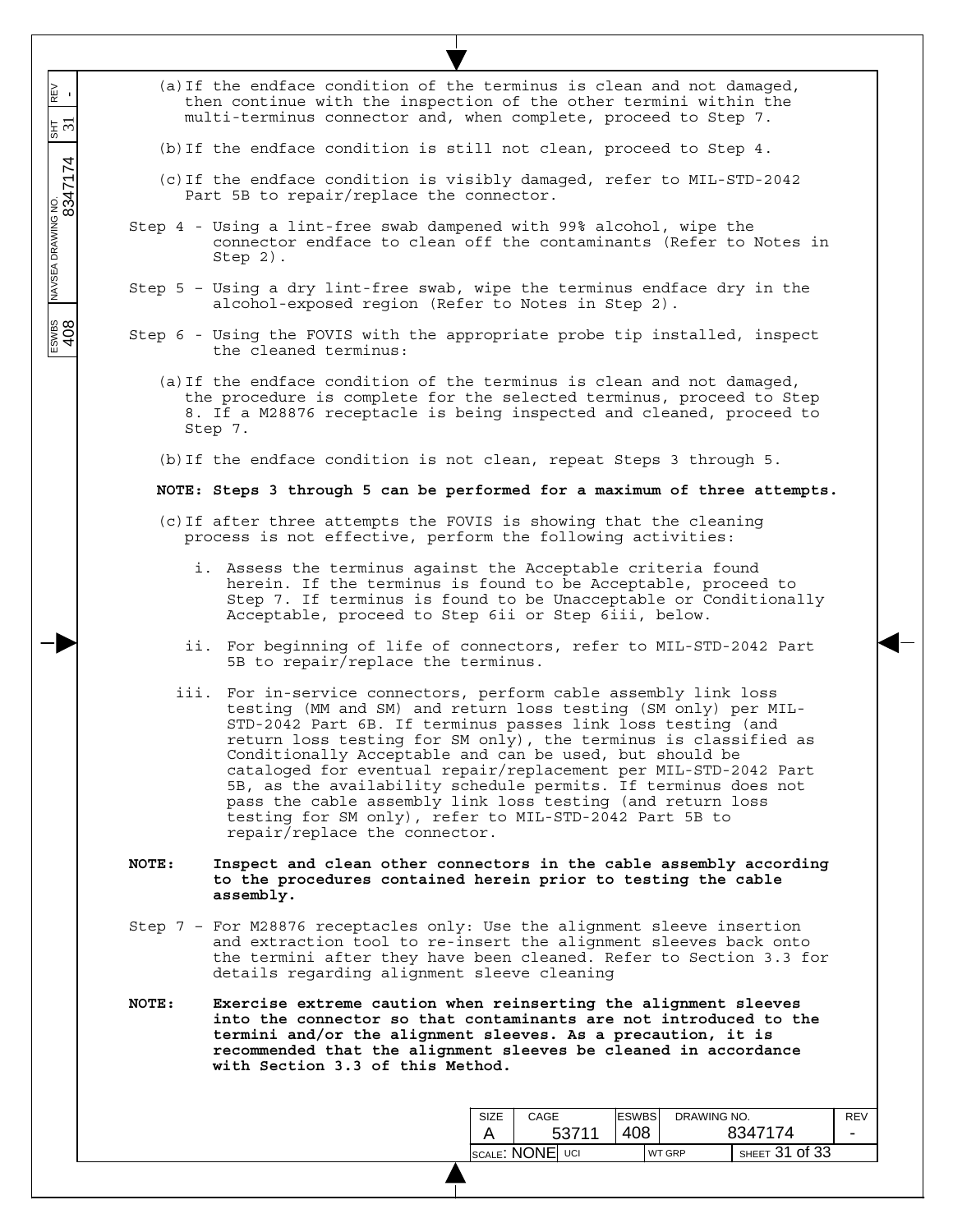(a) If the endface condition of the terminus is clean and not damaged, then continue with the inspection of the other termini within the multi-terminus connector and, when complete, proceed to Step 7.

(b) If the endface condition is still not clean, proceed to Step 4.

(c) If the endface condition is visibly damaged, refer to MIL-STD-2042 Part 5B to repair/replace the connector.

Step 4 - Using a lint-free swab dampened with 99% alcohol, wipe the connector endface to clean off the contaminants (Refer to Notes in Step 2).

Step 5 – Using a dry lint-free swab, wipe the terminus endface dry in the alcohol-exposed region (Refer to Notes in Step 2).

Step 6 - Using the FOVIS with the appropriate probe tip installed, inspect the cleaned terminus:

(a) If the endface condition of the terminus is clean and not damaged, the procedure is complete for the selected terminus, proceed to Step 8. If a M28876 receptacle is being inspected and cleaned, proceed to Step 7.

(b) If the endface condition is not clean, repeat Steps 3 through 5.

**NOTE: Steps 3 through 5 can be performed for a maximum of three attempts.**

(c) If after three attempts the FOVIS is showing that the cleaning process is not effective, perform the following activities:

i. Assess the terminus against the Acceptable criteria found herein. If the terminus is found to be Acceptable, proceed to Step 7. If terminus is found to be Unacceptable or Conditionally Acceptable, proceed to Step 6ii or Step 6iii, below.

ii. For beginning of life of connectors, refer to MIL-STD-2042 Part 5B to repair/replace the terminus.

iii. For in-service connectors, perform cable assembly link loss testing (MM and SM) and return loss testing (SM only) per MIL-STD-2042 Part 6B. If terminus passes link loss testing (and return loss testing for SM only), the terminus is classified as Conditionally Acceptable and can be used, but should be cataloged for eventual repair/replacement per MIL-STD-2042 Part 5B, as the availability schedule permits. If terminus does not pass the cable assembly link loss testing (and return loss testing for SM only), refer to MIL-STD-2042 Part 5B to repair/replace the connector.

**NOTE: Inspect and clean other connectors in the cable assembly according to the procedures contained herein prior to testing the cable assembly.**

Step 7 – For M28876 receptacles only: Use the alignment sleeve insertion and extraction tool to re-insert the alignment sleeves back onto the termini after they have been cleaned. Refer to Section 3.3 for details regarding alignment sleeve cleaning

**NOTE: Exercise extreme caution when reinserting the alignment sleeves into the connector so that contaminants are not introduced to the termini and/or the alignment sleeves. As a precaution, it is recommended that the alignment sleeves be cleaned in accordance with Section 3.3 of this Method.**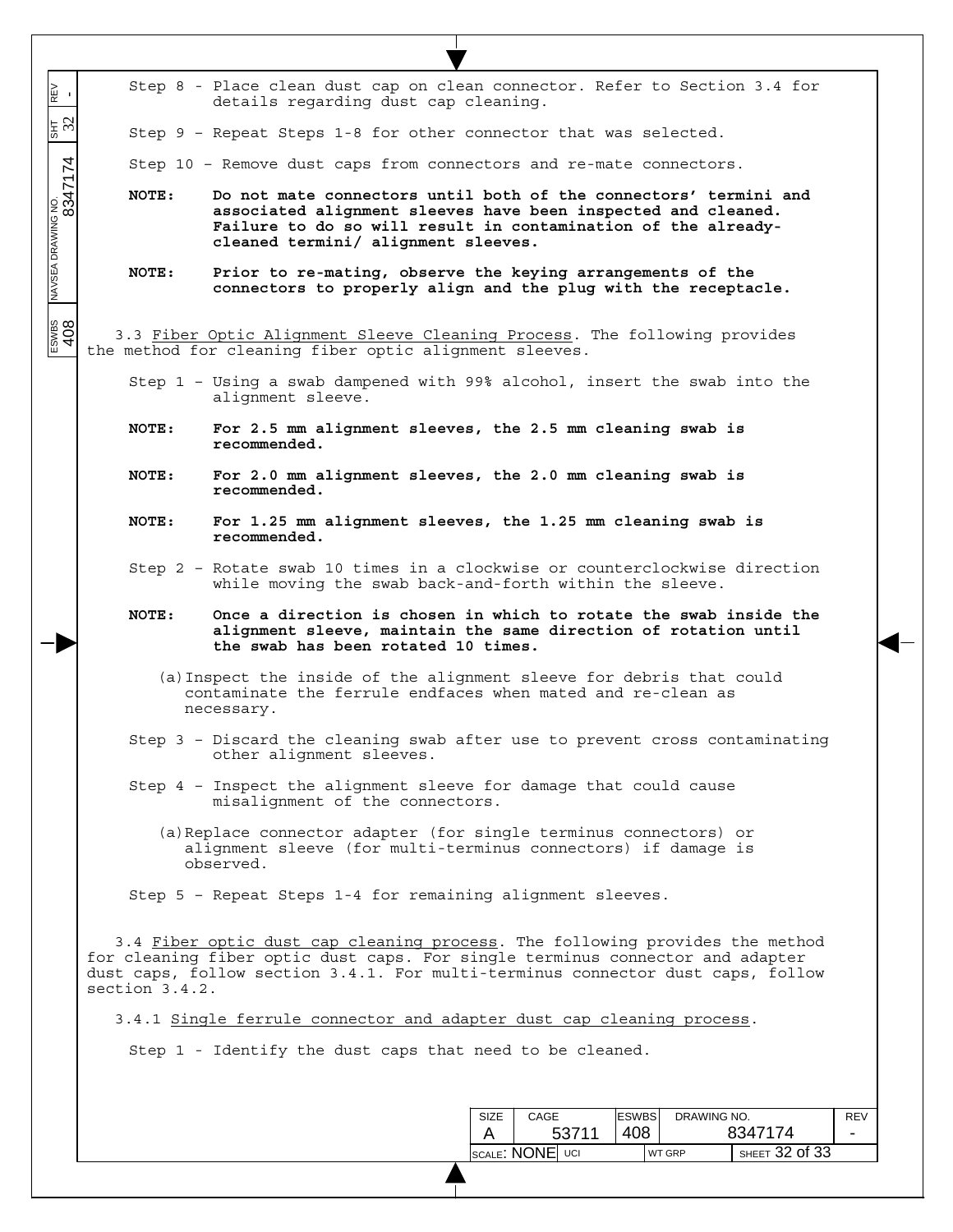Step 8 - Place clean dust cap on clean connector. Refer to Section 3.4 for details regarding dust cap cleaning.

Step 9 – Repeat Steps 1-8 for other connector that was selected.

Step 10 – Remove dust caps from connectors and re-mate connectors.

**NOTE: Do not mate connectors until both of the connectors' termini and associated alignment sleeves have been inspected and cleaned. Failure to do so will result in contamination of the already-cleaned termini/ alignment sleeves.**

**NOTE: Prior to re-mating, observe the keying arrangements of the connectors to properly align and the plug with the receptacle.**

3.3 Fiber Optic Alignment Sleeve Cleaning Process. The following provides the method for cleaning fiber optic alignment sleeves.

Step 1 – Using a swab dampened with 99% alcohol, insert the swab into the alignment sleeve.

**NOTE: For 2.5 mm alignment sleeves, the 2.5 mm cleaning swab is recommended.**

**NOTE: For 2.0 mm alignment sleeves, the 2.0 mm cleaning swab is recommended.**

**NOTE: For 1.25 mm alignment sleeves, the 1.25 mm cleaning swab is recommended.**

Step 2 – Rotate swab 10 times in a clockwise or counterclockwise direction while moving the swab back-and-forth within the sleeve.

**NOTE: Once a direction is chosen in which to rotate the swab inside the alignment sleeve, maintain the same direction of rotation until the swab has been rotated 10 times.**

(a) Inspect the inside of the alignment sleeve for debris that could contaminate the ferrule endfaces when mated and re-clean as necessary.

Step 3 – Discard the cleaning swab after use to prevent cross contaminating other alignment sleeves.

Step 4 – Inspect the alignment sleeve for damage that could cause misalignment of the connectors.

(a) Replace connector adapter (for single terminus connectors) or alignment sleeve (for multi-terminus connectors) if damage is observed.

Step 5 – Repeat Steps 1-4 for remaining alignment sleeves.

3.4 Fiber optic dust cap cleaning process. The following provides the method for cleaning fiber optic dust caps. For single terminus connector and adapter dust caps, follow section 3.4.1. For multi-terminus connector dust caps, follow section 3.4.2.

3.4.1 Single ferrule connector and adapter dust cap cleaning process.

Step 1 - Identify the dust caps that need to be cleaned.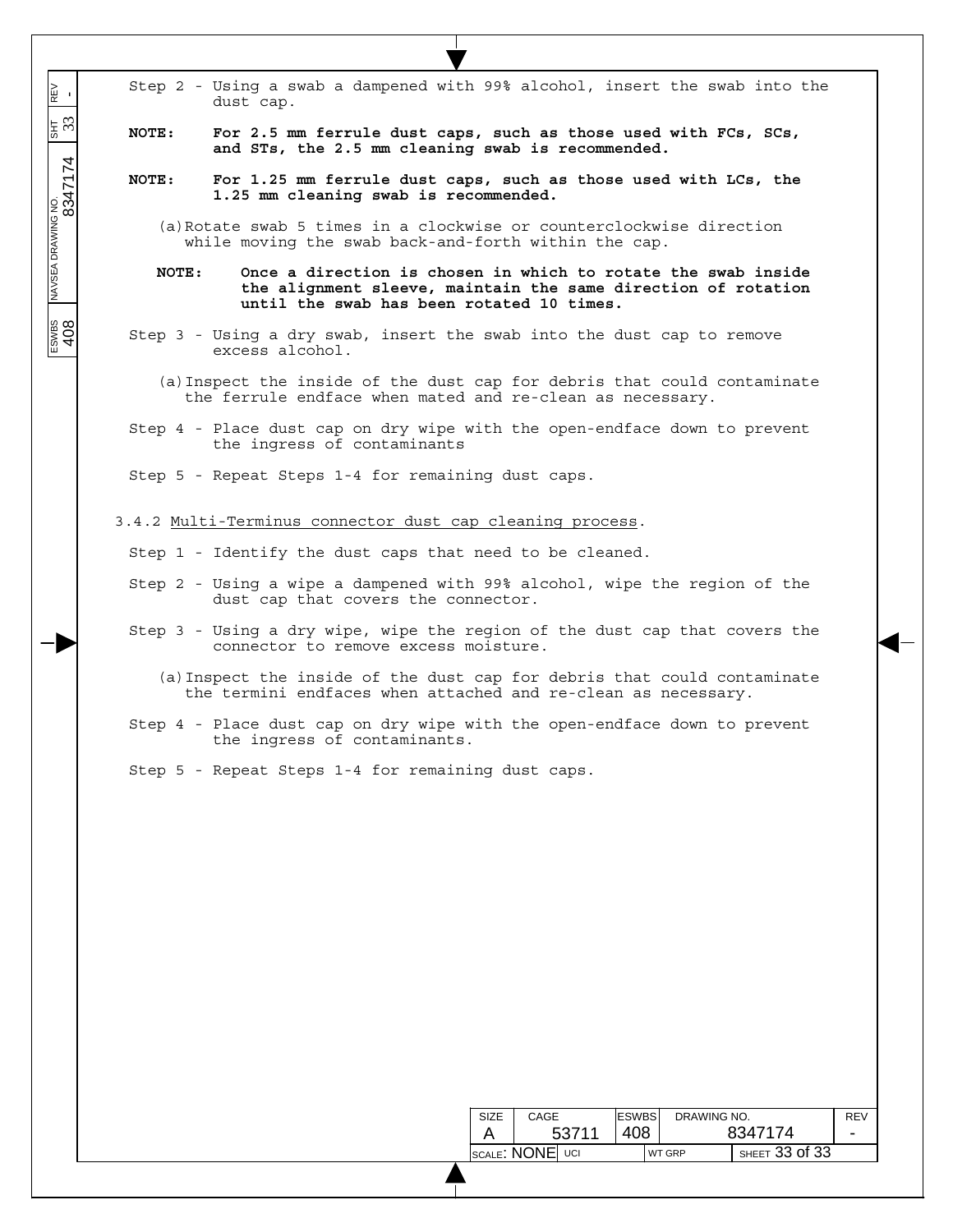Step 2 - Using a swab a dampened with 99% alcohol, insert the swab into the dust cap.

**NOTE: For 2.5 mm ferrule dust caps, such as those used with FCs, SCs, and STs, the 2.5 mm cleaning swab is recommended.**

**NOTE: For 1.25 mm ferrule dust caps, such as those used with LCs, the 1.25 mm cleaning swab is recommended.**

(a) Rotate swab 5 times in a clockwise or counterclockwise direction while moving the swab back-and-forth within the cap.

**NOTE: Once a direction is chosen in which to rotate the swab inside the alignment sleeve, maintain the same direction of rotation until the swab has been rotated 10 times.**

Step 3 - Using a dry swab, insert the swab into the dust cap to remove excess alcohol.

(a) Inspect the inside of the dust cap for debris that could contaminate the ferrule endface when mated and re-clean as necessary.

Step 4 - Place dust cap on dry wipe with the open-endface down to prevent the ingress of contaminants

Step 5 - Repeat Steps 1-4 for remaining dust caps.

3.4.2 Multi-Terminus connector dust cap cleaning process.

Step 1 - Identify the dust caps that need to be cleaned.

Step 2 - Using a wipe a dampened with 99% alcohol, wipe the region of the dust cap that covers the connector.

Step 3 - Using a dry wipe, wipe the region of the dust cap that covers the connector to remove excess moisture.

(a) Inspect the inside of the dust cap for debris that could contaminate the termini endfaces when attached and re-clean as necessary.

Step 4 - Place dust cap on dry wipe with the open-endface down to prevent the ingress of contaminants.

Step 5 - Repeat Steps 1-4 for remaining dust caps.